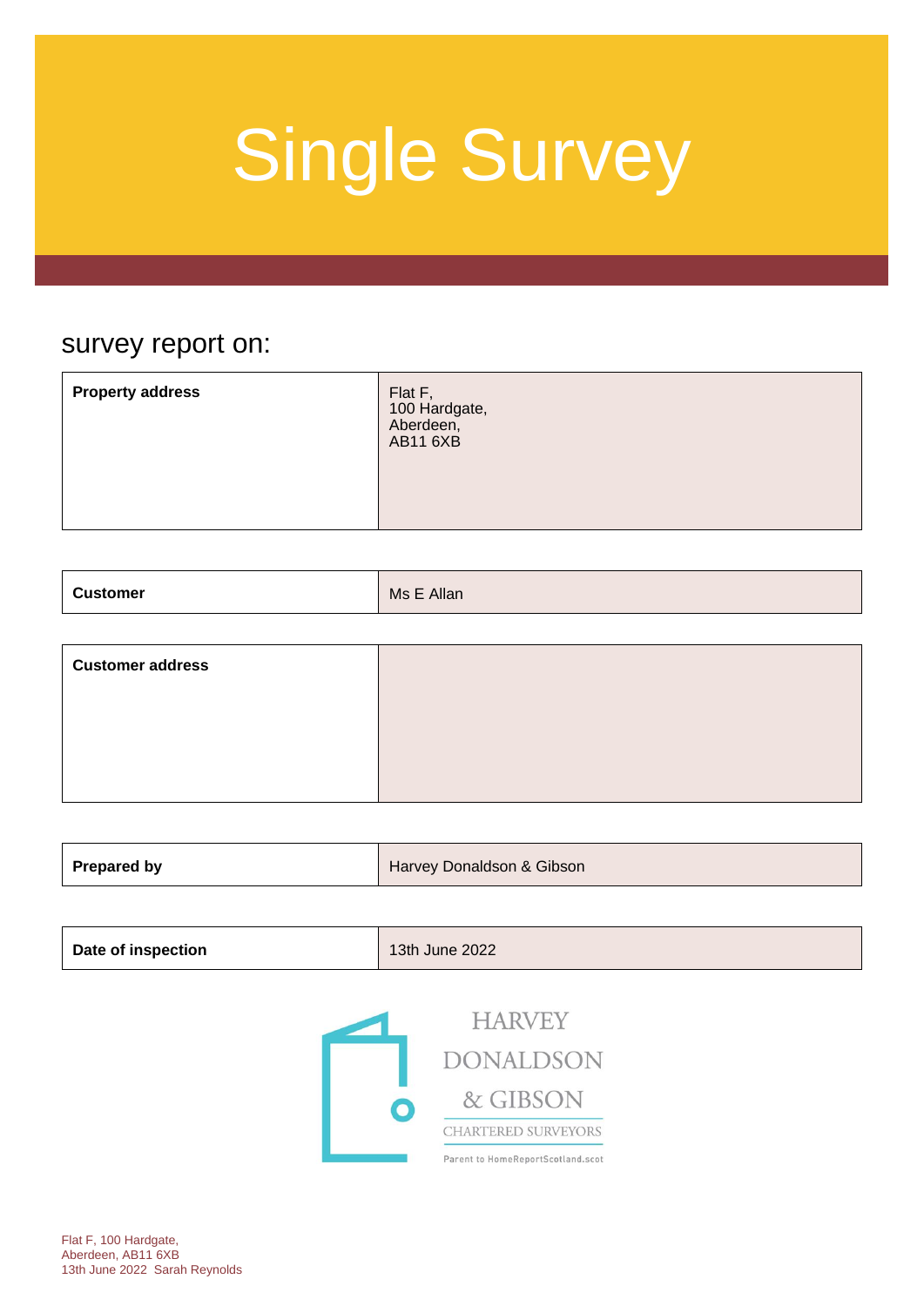# Single Survey

survey report on:

| | |
|---|---|
| **Property address** | Flat F,<br>100 Hardgate,<br>Aberdeen,<br>AB11 6XB |

| | |
|---|---|
| **Customer** | Ms E Allan |

| | |
|---|---|
| **Customer address** | |

| | |
|---|---|
| **Prepared by** | Harvey Donaldson & Gibson |

| | |
|---|---|
| **Date of inspection** | 13th June 2022 |

HARVEY DONALDSON & GIBSON
CHARTERED SURVEYORS
Parent to HomeReportScotland.scot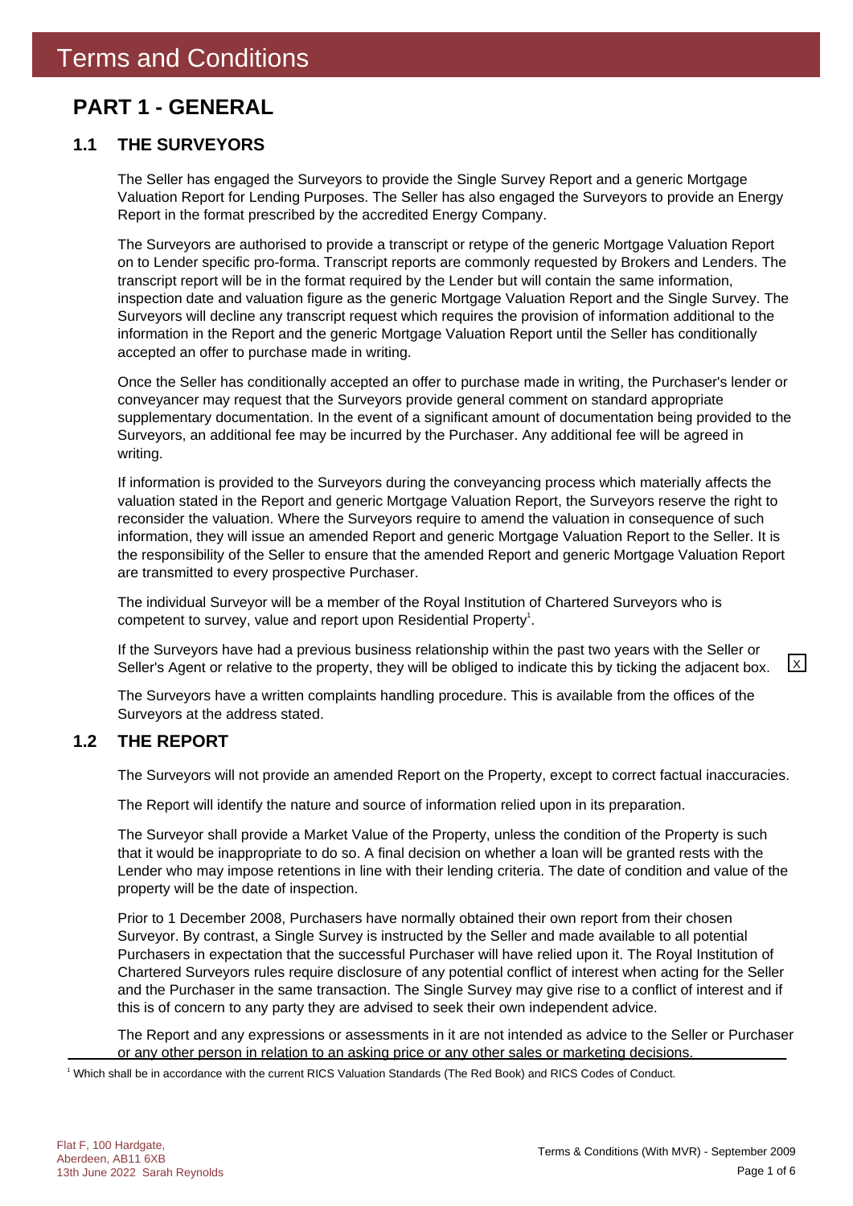# Terms and Conditions

## PART 1 - GENERAL

### 1.1 THE SURVEYORS

The Seller has engaged the Surveyors to provide the Single Survey Report and a generic Mortgage Valuation Report for Lending Purposes. The Seller has also engaged the Surveyors to provide an Energy Report in the format prescribed by the accredited Energy Company.

The Surveyors are authorised to provide a transcript or retype of the generic Mortgage Valuation Report on to Lender specific pro-forma. Transcript reports are commonly requested by Brokers and Lenders. The transcript report will be in the format required by the Lender but will contain the same information, inspection date and valuation figure as the generic Mortgage Valuation Report and the Single Survey. The Surveyors will decline any transcript request which requires the provision of information additional to the information in the Report and the generic Mortgage Valuation Report until the Seller has conditionally accepted an offer to purchase made in writing.

Once the Seller has conditionally accepted an offer to purchase made in writing, the Purchaser's lender or conveyancer may request that the Surveyors provide general comment on standard appropriate supplementary documentation. In the event of a significant amount of documentation being provided to the Surveyors, an additional fee may be incurred by the Purchaser. Any additional fee will be agreed in writing.

If information is provided to the Surveyors during the conveyancing process which materially affects the valuation stated in the Report and generic Mortgage Valuation Report, the Surveyors reserve the right to reconsider the valuation. Where the Surveyors require to amend the valuation in consequence of such information, they will issue an amended Report and generic Mortgage Valuation Report to the Seller. It is the responsibility of the Seller to ensure that the amended Report and generic Mortgage Valuation Report are transmitted to every prospective Purchaser.

The individual Surveyor will be a member of the Royal Institution of Chartered Surveyors who is competent to survey, value and report upon Residential Property[1].

If the Surveyors have had a previous business relationship within the past two years with the Seller or Seller's Agent or relative to the property, they will be obliged to indicate this by ticking the adjacent box. [X]

The Surveyors have a written complaints handling procedure. This is available from the offices of the Surveyors at the address stated.

### 1.2 THE REPORT

The Surveyors will not provide an amended Report on the Property, except to correct factual inaccuracies.

The Report will identify the nature and source of information relied upon in its preparation.

The Surveyor shall provide a Market Value of the Property, unless the condition of the Property is such that it would be inappropriate to do so. A final decision on whether a loan will be granted rests with the Lender who may impose retentions in line with their lending criteria. The date of condition and value of the property will be the date of inspection.

Prior to 1 December 2008, Purchasers have normally obtained their own report from their chosen Surveyor. By contrast, a Single Survey is instructed by the Seller and made available to all potential Purchasers in expectation that the successful Purchaser will have relied upon it. The Royal Institution of Chartered Surveyors rules require disclosure of any potential conflict of interest when acting for the Seller and the Purchaser in the same transaction. The Single Survey may give rise to a conflict of interest and if this is of concern to any party they are advised to seek their own independent advice.

The Report and any expressions or assessments in it are not intended as advice to the Seller or Purchaser or any other person in relation to an asking price or any other sales or marketing decisions.

[1] Which shall be in accordance with the current RICS Valuation Standards (The Red Book) and RICS Codes of Conduct.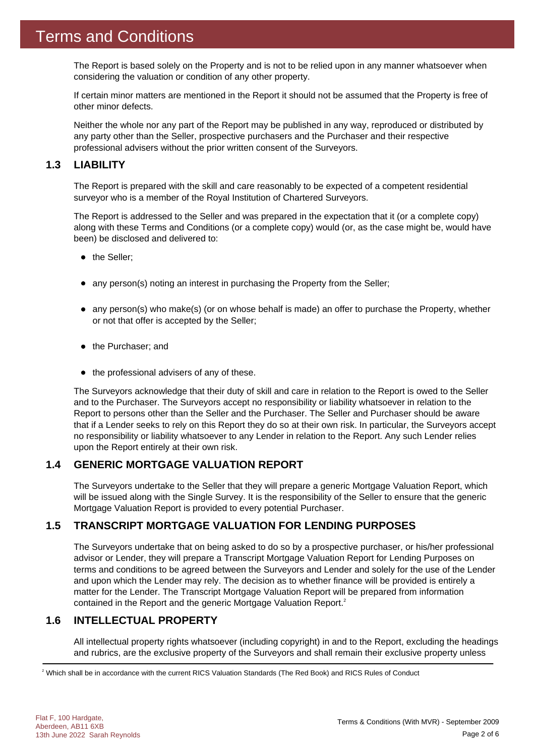# Terms and Conditions

The Report is based solely on the Property and is not to be relied upon in any manner whatsoever when considering the valuation or condition of any other property.

If certain minor matters are mentioned in the Report it should not be assumed that the Property is free of other minor defects.

Neither the whole nor any part of the Report may be published in any way, reproduced or distributed by any party other than the Seller, prospective purchasers and the Purchaser and their respective professional advisers without the prior written consent of the Surveyors.

## 1.3 LIABILITY

The Report is prepared with the skill and care reasonably to be expected of a competent residential surveyor who is a member of the Royal Institution of Chartered Surveyors.

The Report is addressed to the Seller and was prepared in the expectation that it (or a complete copy) along with these Terms and Conditions (or a complete copy) would (or, as the case might be, would have been) be disclosed and delivered to:

- the Seller;
- any person(s) noting an interest in purchasing the Property from the Seller;
- any person(s) who make(s) (or on whose behalf is made) an offer to purchase the Property, whether or not that offer is accepted by the Seller;
- the Purchaser; and
- the professional advisers of any of these.

The Surveyors acknowledge that their duty of skill and care in relation to the Report is owed to the Seller and to the Purchaser. The Surveyors accept no responsibility or liability whatsoever in relation to the Report to persons other than the Seller and the Purchaser. The Seller and Purchaser should be aware that if a Lender seeks to rely on this Report they do so at their own risk. In particular, the Surveyors accept no responsibility or liability whatsoever to any Lender in relation to the Report. Any such Lender relies upon the Report entirely at their own risk.

## 1.4 GENERIC MORTGAGE VALUATION REPORT

The Surveyors undertake to the Seller that they will prepare a generic Mortgage Valuation Report, which will be issued along with the Single Survey. It is the responsibility of the Seller to ensure that the generic Mortgage Valuation Report is provided to every potential Purchaser.

## 1.5 TRANSCRIPT MORTGAGE VALUATION FOR LENDING PURPOSES

The Surveyors undertake that on being asked to do so by a prospective purchaser, or his/her professional advisor or Lender, they will prepare a Transcript Mortgage Valuation Report for Lending Purposes on terms and conditions to be agreed between the Surveyors and Lender and solely for the use of the Lender and upon which the Lender may rely. The decision as to whether finance will be provided is entirely a matter for the Lender. The Transcript Mortgage Valuation Report will be prepared from information contained in the Report and the generic Mortgage Valuation Report.[2]

## 1.6 INTELLECTUAL PROPERTY

All intellectual property rights whatsoever (including copyright) in and to the Report, excluding the headings and rubrics, are the exclusive property of the Surveyors and shall remain their exclusive property unless

[2] Which shall be in accordance with the current RICS Valuation Standards (The Red Book) and RICS Rules of Conduct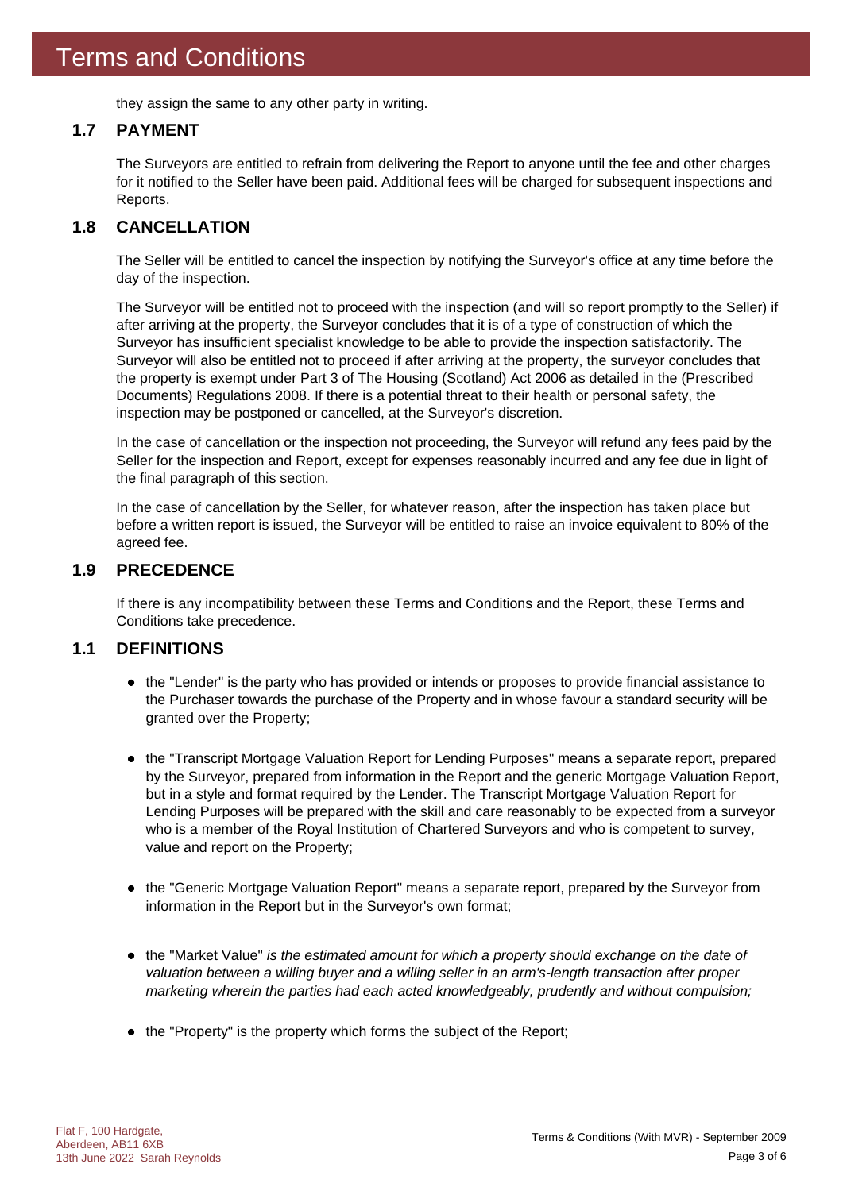# Terms and Conditions

they assign the same to any other party in writing.

## 1.7 PAYMENT

The Surveyors are entitled to refrain from delivering the Report to anyone until the fee and other charges for it notified to the Seller have been paid. Additional fees will be charged for subsequent inspections and Reports.

## 1.8 CANCELLATION

The Seller will be entitled to cancel the inspection by notifying the Surveyor's office at any time before the day of the inspection.

The Surveyor will be entitled not to proceed with the inspection (and will so report promptly to the Seller) if after arriving at the property, the Surveyor concludes that it is of a type of construction of which the Surveyor has insufficient specialist knowledge to be able to provide the inspection satisfactorily. The Surveyor will also be entitled not to proceed if after arriving at the property, the surveyor concludes that the property is exempt under Part 3 of The Housing (Scotland) Act 2006 as detailed in the (Prescribed Documents) Regulations 2008. If there is a potential threat to their health or personal safety, the inspection may be postponed or cancelled, at the Surveyor's discretion.

In the case of cancellation or the inspection not proceeding, the Surveyor will refund any fees paid by the Seller for the inspection and Report, except for expenses reasonably incurred and any fee due in light of the final paragraph of this section.

In the case of cancellation by the Seller, for whatever reason, after the inspection has taken place but before a written report is issued, the Surveyor will be entitled to raise an invoice equivalent to 80% of the agreed fee.

## 1.9 PRECEDENCE

If there is any incompatibility between these Terms and Conditions and the Report, these Terms and Conditions take precedence.

## 1.1 DEFINITIONS

- the "Lender" is the party who has provided or intends or proposes to provide financial assistance to the Purchaser towards the purchase of the Property and in whose favour a standard security will be granted over the Property;
- the "Transcript Mortgage Valuation Report for Lending Purposes" means a separate report, prepared by the Surveyor, prepared from information in the Report and the generic Mortgage Valuation Report, but in a style and format required by the Lender. The Transcript Mortgage Valuation Report for Lending Purposes will be prepared with the skill and care reasonably to be expected from a surveyor who is a member of the Royal Institution of Chartered Surveyors and who is competent to survey, value and report on the Property;
- the "Generic Mortgage Valuation Report" means a separate report, prepared by the Surveyor from information in the Report but in the Surveyor's own format;
- the "Market Value" *is the estimated amount for which a property should exchange on the date of valuation between a willing buyer and a willing seller in an arm's-length transaction after proper marketing wherein the parties had each acted knowledgeably, prudently and without compulsion;*
- the "Property" is the property which forms the subject of the Report;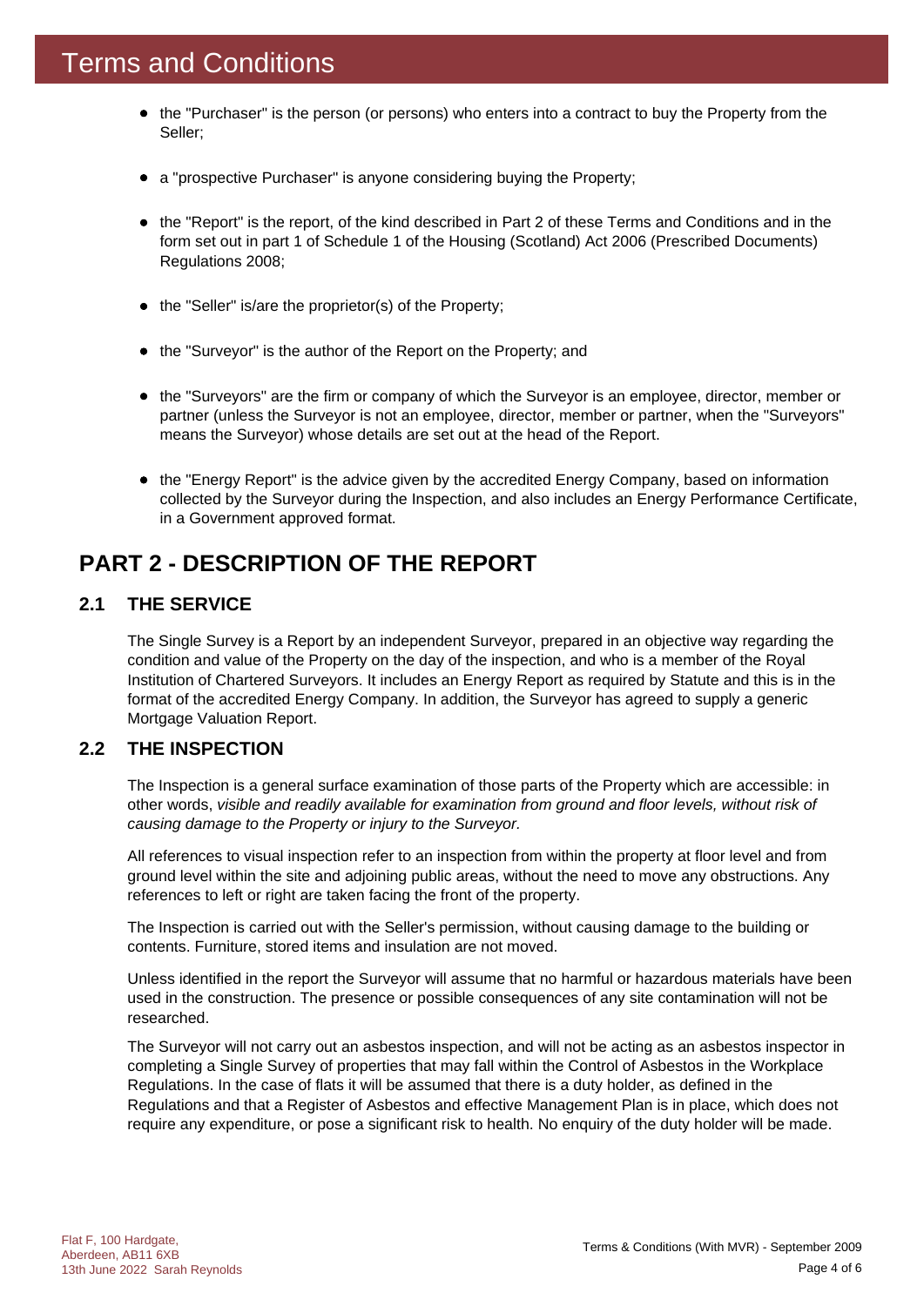# Terms and Conditions

- the "Purchaser" is the person (or persons) who enters into a contract to buy the Property from the Seller;
- a "prospective Purchaser" is anyone considering buying the Property;
- the "Report" is the report, of the kind described in Part 2 of these Terms and Conditions and in the form set out in part 1 of Schedule 1 of the Housing (Scotland) Act 2006 (Prescribed Documents) Regulations 2008;
- the "Seller" is/are the proprietor(s) of the Property;
- the "Surveyor" is the author of the Report on the Property; and
- the "Surveyors" are the firm or company of which the Surveyor is an employee, director, member or partner (unless the Surveyor is not an employee, director, member or partner, when the "Surveyors" means the Surveyor) whose details are set out at the head of the Report.
- the "Energy Report" is the advice given by the accredited Energy Company, based on information collected by the Surveyor during the Inspection, and also includes an Energy Performance Certificate, in a Government approved format.

## PART 2 - DESCRIPTION OF THE REPORT

### 2.1 THE SERVICE

The Single Survey is a Report by an independent Surveyor, prepared in an objective way regarding the condition and value of the Property on the day of the inspection, and who is a member of the Royal Institution of Chartered Surveyors. It includes an Energy Report as required by Statute and this is in the format of the accredited Energy Company. In addition, the Surveyor has agreed to supply a generic Mortgage Valuation Report.

### 2.2 THE INSPECTION

The Inspection is a general surface examination of those parts of the Property which are accessible: in other words, *visible and readily available for examination from ground and floor levels, without risk of causing damage to the Property or injury to the Surveyor.*

All references to visual inspection refer to an inspection from within the property at floor level and from ground level within the site and adjoining public areas, without the need to move any obstructions. Any references to left or right are taken facing the front of the property.

The Inspection is carried out with the Seller's permission, without causing damage to the building or contents. Furniture, stored items and insulation are not moved.

Unless identified in the report the Surveyor will assume that no harmful or hazardous materials have been used in the construction. The presence or possible consequences of any site contamination will not be researched.

The Surveyor will not carry out an asbestos inspection, and will not be acting as an asbestos inspector in completing a Single Survey of properties that may fall within the Control of Asbestos in the Workplace Regulations. In the case of flats it will be assumed that there is a duty holder, as defined in the Regulations and that a Register of Asbestos and effective Management Plan is in place, which does not require any expenditure, or pose a significant risk to health. No enquiry of the duty holder will be made.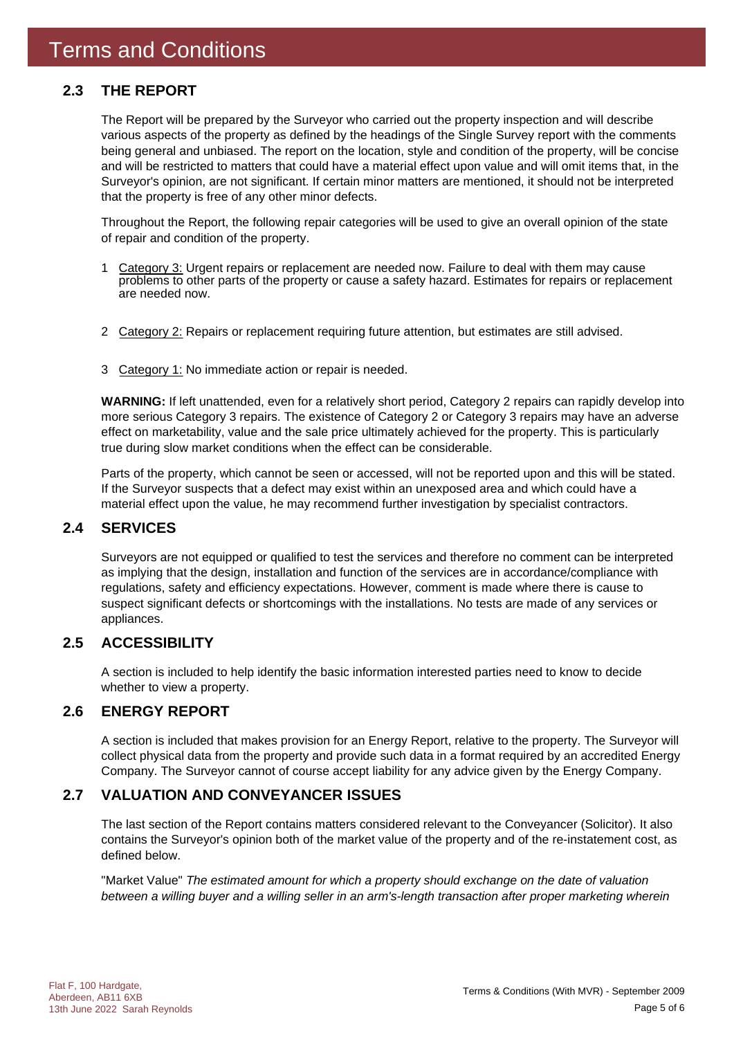# Terms and Conditions

## 2.3 THE REPORT

The Report will be prepared by the Surveyor who carried out the property inspection and will describe various aspects of the property as defined by the headings of the Single Survey report with the comments being general and unbiased. The report on the location, style and condition of the property, will be concise and will be restricted to matters that could have a material effect upon value and will omit items that, in the Surveyor's opinion, are not significant. If certain minor matters are mentioned, it should not be interpreted that the property is free of any other minor defects.

Throughout the Report, the following repair categories will be used to give an overall opinion of the state of repair and condition of the property.

1. Category 3: Urgent repairs or replacement are needed now. Failure to deal with them may cause problems to other parts of the property or cause a safety hazard. Estimates for repairs or replacement are needed now.
2. Category 2: Repairs or replacement requiring future attention, but estimates are still advised.
3. Category 1: No immediate action or repair is needed.

**WARNING:** If left unattended, even for a relatively short period, Category 2 repairs can rapidly develop into more serious Category 3 repairs. The existence of Category 2 or Category 3 repairs may have an adverse effect on marketability, value and the sale price ultimately achieved for the property. This is particularly true during slow market conditions when the effect can be considerable.

Parts of the property, which cannot be seen or accessed, will not be reported upon and this will be stated. If the Surveyor suspects that a defect may exist within an unexposed area and which could have a material effect upon the value, he may recommend further investigation by specialist contractors.

## 2.4 SERVICES

Surveyors are not equipped or qualified to test the services and therefore no comment can be interpreted as implying that the design, installation and function of the services are in accordance/compliance with regulations, safety and efficiency expectations. However, comment is made where there is cause to suspect significant defects or shortcomings with the installations. No tests are made of any services or appliances.

## 2.5 ACCESSIBILITY

A section is included to help identify the basic information interested parties need to know to decide whether to view a property.

## 2.6 ENERGY REPORT

A section is included that makes provision for an Energy Report, relative to the property. The Surveyor will collect physical data from the property and provide such data in a format required by an accredited Energy Company. The Surveyor cannot of course accept liability for any advice given by the Energy Company.

## 2.7 VALUATION AND CONVEYANCER ISSUES

The last section of the Report contains matters considered relevant to the Conveyancer (Solicitor). It also contains the Surveyor's opinion both of the market value of the property and of the re-instatement cost, as defined below.

"Market Value" *The estimated amount for which a property should exchange on the date of valuation between a willing buyer and a willing seller in an arm's-length transaction after proper marketing wherein*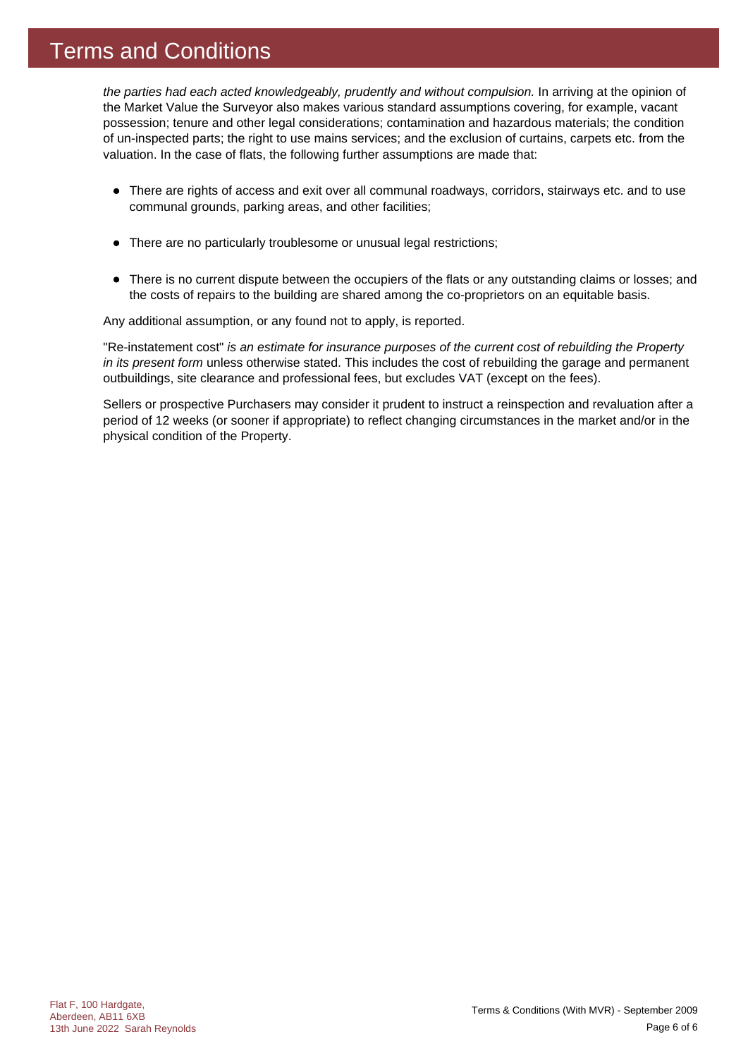# Terms and Conditions

*the parties had each acted knowledgeably, prudently and without compulsion.* In arriving at the opinion of the Market Value the Surveyor also makes various standard assumptions covering, for example, vacant possession; tenure and other legal considerations; contamination and hazardous materials; the condition of un-inspected parts; the right to use mains services; and the exclusion of curtains, carpets etc. from the valuation. In the case of flats, the following further assumptions are made that:

- There are rights of access and exit over all communal roadways, corridors, stairways etc. and to use communal grounds, parking areas, and other facilities;
- There are no particularly troublesome or unusual legal restrictions;
- There is no current dispute between the occupiers of the flats or any outstanding claims or losses; and the costs of repairs to the building are shared among the co-proprietors on an equitable basis.

Any additional assumption, or any found not to apply, is reported.

"Re-instatement cost" *is an estimate for insurance purposes of the current cost of rebuilding the Property in its present form* unless otherwise stated. This includes the cost of rebuilding the garage and permanent outbuildings, site clearance and professional fees, but excludes VAT (except on the fees).

Sellers or prospective Purchasers may consider it prudent to instruct a reinspection and revaluation after a period of 12 weeks (or sooner if appropriate) to reflect changing circumstances in the market and/or in the physical condition of the Property.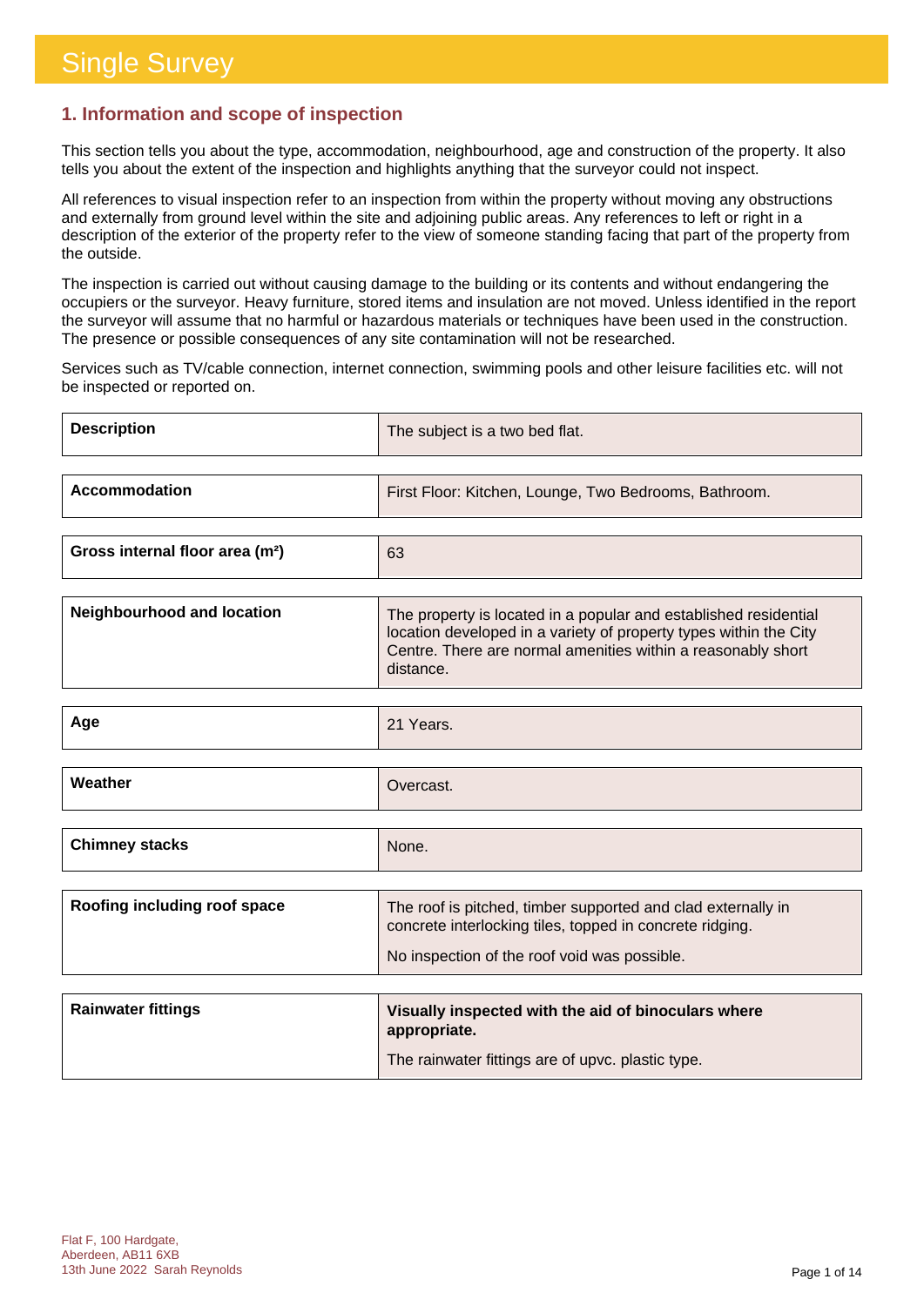# Single Survey

## 1. Information and scope of inspection

This section tells you about the type, accommodation, neighbourhood, age and construction of the property. It also tells you about the extent of the inspection and highlights anything that the surveyor could not inspect.

All references to visual inspection refer to an inspection from within the property without moving any obstructions and externally from ground level within the site and adjoining public areas. Any references to left or right in a description of the exterior of the property refer to the view of someone standing facing that part of the property from the outside.

The inspection is carried out without causing damage to the building or its contents and without endangering the occupiers or the surveyor. Heavy furniture, stored items and insulation are not moved. Unless identified in the report the surveyor will assume that no harmful or hazardous materials or techniques have been used in the construction. The presence or possible consequences of any site contamination will not be researched.

Services such as TV/cable connection, internet connection, swimming pools and other leisure facilities etc. will not be inspected or reported on.

| | |
|---|---|
| **Description** | The subject is a two bed flat. |
| **Accommodation** | First Floor: Kitchen, Lounge, Two Bedrooms, Bathroom. |
| **Gross internal floor area (m²)** | 63 |
| **Neighbourhood and location** | The property is located in a popular and established residential location developed in a variety of property types within the City Centre. There are normal amenities within a reasonably short distance. |
| **Age** | 21 Years. |
| **Weather** | Overcast. |
| **Chimney stacks** | None. |
| **Roofing including roof space** | The roof is pitched, timber supported and clad externally in concrete interlocking tiles, topped in concrete ridging.<br><br>No inspection of the roof void was possible. |
| **Rainwater fittings** | **Visually inspected with the aid of binoculars where appropriate.**<br><br>The rainwater fittings are of upvc. plastic type. |

Flat F, 100 Hardgate,
Aberdeen, AB11 6XB
13th June 2022 Sarah Reynolds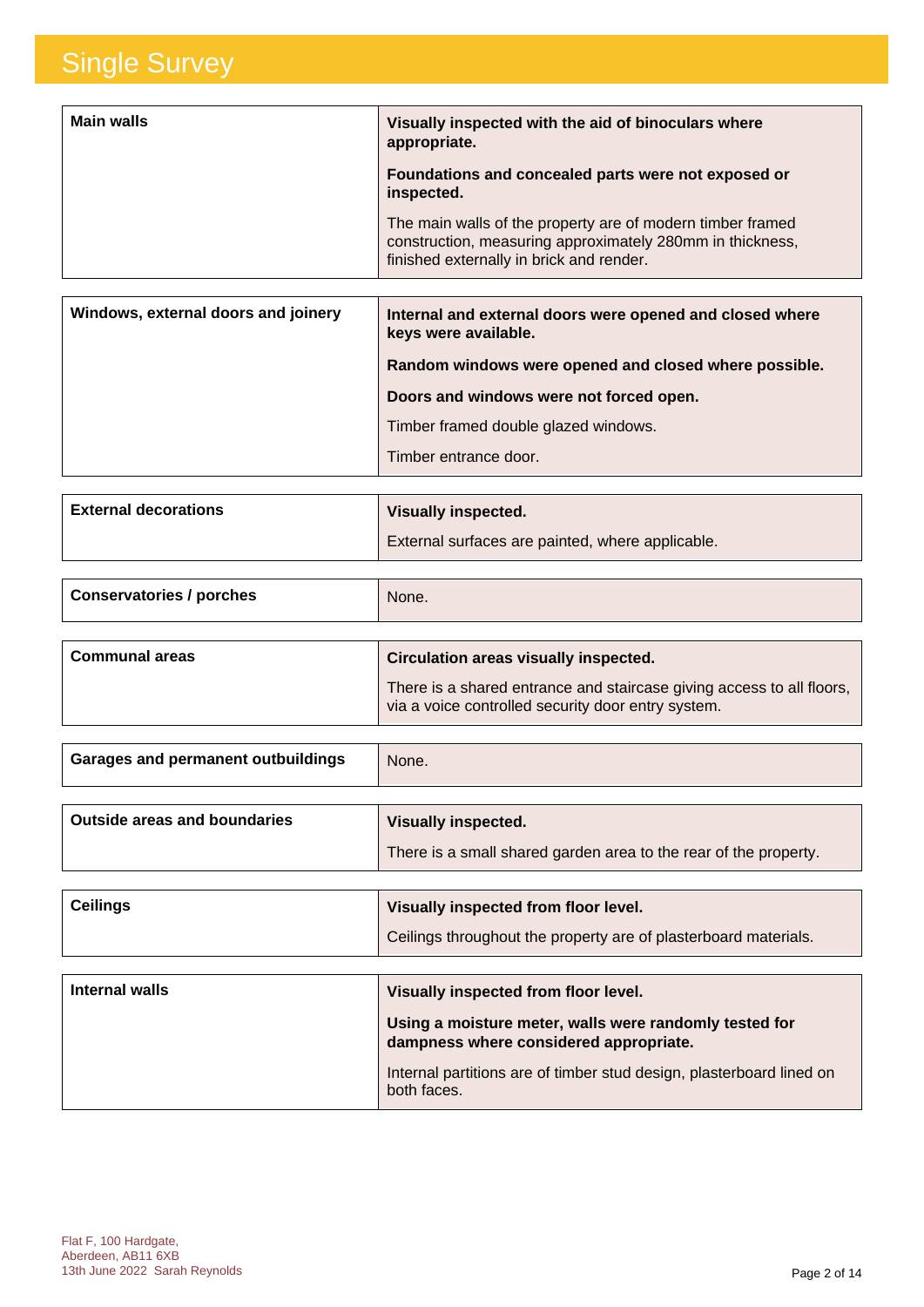# Single Survey

| Main walls | **Visually inspected with the aid of binoculars where appropriate.**<br><br>**Foundations and concealed parts were not exposed or inspected.**<br><br>The main walls of the property are of modern timber framed construction, measuring approximately 280mm in thickness, finished externally in brick and render. |
|---|---|

| Windows, external doors and joinery | **Internal and external doors were opened and closed where keys were available.**<br><br>**Random windows were opened and closed where possible.**<br><br>**Doors and windows were not forced open.**<br><br>Timber framed double glazed windows.<br><br>Timber entrance door. |
|---|---|

| External decorations | **Visually inspected.**<br><br>External surfaces are painted, where applicable. |
|---|---|

| Conservatories / porches | None. |
|---|---|

| Communal areas | **Circulation areas visually inspected.**<br><br>There is a shared entrance and staircase giving access to all floors, via a voice controlled security door entry system. |
|---|---|

| Garages and permanent outbuildings | None. |
|---|---|

| Outside areas and boundaries | **Visually inspected.**<br><br>There is a small shared garden area to the rear of the property. |
|---|---|

| Ceilings | **Visually inspected from floor level.**<br><br>Ceilings throughout the property are of plasterboard materials. |
|---|---|

| Internal walls | **Visually inspected from floor level.**<br><br>**Using a moisture meter, walls were randomly tested for dampness where considered appropriate.**<br><br>Internal partitions are of timber stud design, plasterboard lined on both faces. |
|---|---|

Flat F, 100 Hardgate,
Aberdeen, AB11 6XB
13th June 2022 Sarah Reynolds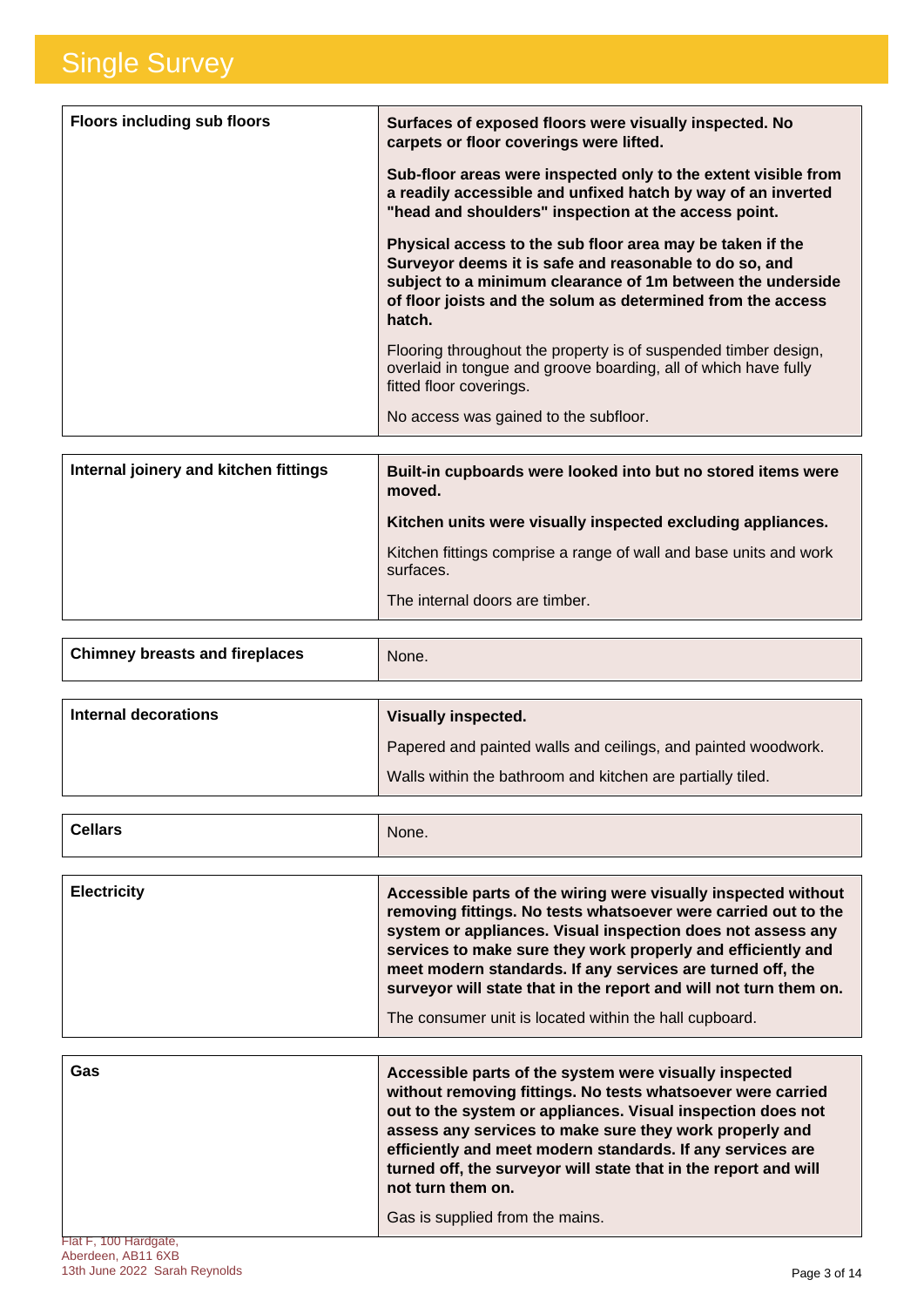# Single Survey

| Floors including sub floors | **Surfaces of exposed floors were visually inspected. No carpets or floor coverings were lifted.**<br><br>**Sub-floor areas were inspected only to the extent visible from a readily accessible and unfixed hatch by way of an inverted "head and shoulders" inspection at the access point.**<br><br>**Physical access to the sub floor area may be taken if the Surveyor deems it is safe and reasonable to do so, and subject to a minimum clearance of 1m between the underside of floor joists and the solum as determined from the access hatch.**<br><br>Flooring throughout the property is of suspended timber design, overlaid in tongue and groove boarding, all of which have fully fitted floor coverings.<br><br>No access was gained to the subfloor. |
|---|---|

| Internal joinery and kitchen fittings | **Built-in cupboards were looked into but no stored items were moved.**<br><br>**Kitchen units were visually inspected excluding appliances.**<br><br>Kitchen fittings comprise a range of wall and base units and work surfaces.<br><br>The internal doors are timber. |
|---|---|

| Chimney breasts and fireplaces | None. |
|---|---|

| Internal decorations | **Visually inspected.**<br><br>Papered and painted walls and ceilings, and painted woodwork.<br><br>Walls within the bathroom and kitchen are partially tiled. |
|---|---|

| Cellars | None. |
|---|---|

| Electricity | **Accessible parts of the wiring were visually inspected without removing fittings. No tests whatsoever were carried out to the system or appliances. Visual inspection does not assess any services to make sure they work properly and efficiently and meet modern standards. If any services are turned off, the surveyor will state that in the report and will not turn them on.**<br><br>The consumer unit is located within the hall cupboard. |
|---|---|

| Gas | **Accessible parts of the system were visually inspected without removing fittings. No tests whatsoever were carried out to the system or appliances. Visual inspection does not assess any services to make sure they work properly and efficiently and meet modern standards. If any services are turned off, the surveyor will state that in the report and will not turn them on.**<br><br>Gas is supplied from the mains. |
|---|---|

Flat F, 100 Hardgate,
Aberdeen, AB11 6XB
13th June 2022 Sarah Reynolds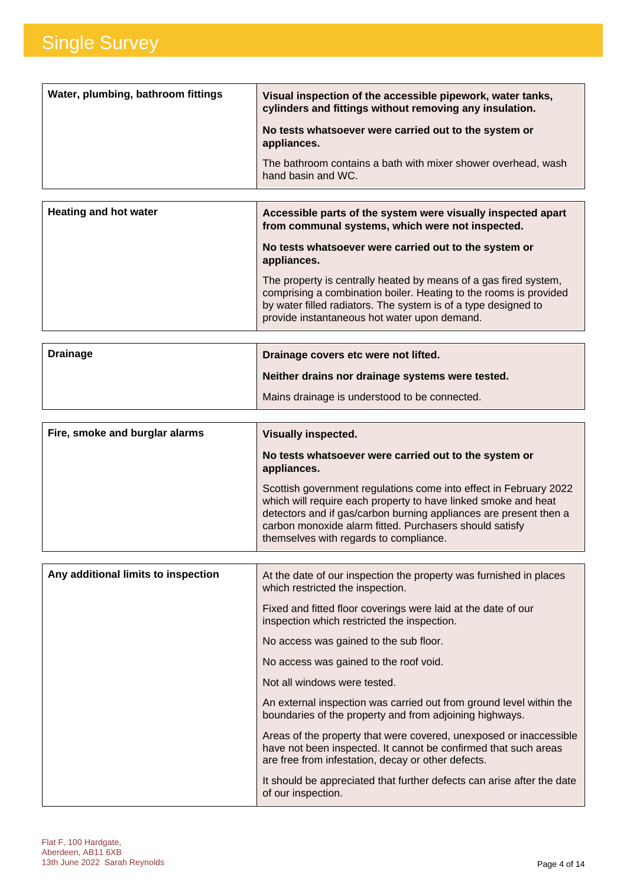| Water, plumbing, bathroom fittings | **Visual inspection of the accessible pipework, water tanks, cylinders and fittings without removing any insulation.**<br><br>**No tests whatsoever were carried out to the system or appliances.**<br><br>The bathroom contains a bath with mixer shower overhead, wash hand basin and WC. |
|---|---|

| Heating and hot water | **Accessible parts of the system were visually inspected apart from communal systems, which were not inspected.**<br><br>**No tests whatsoever were carried out to the system or appliances.**<br><br>The property is centrally heated by means of a gas fired system, comprising a combination boiler. Heating to the rooms is provided by water filled radiators. The system is of a type designed to provide instantaneous hot water upon demand. |
|---|---|

| Drainage | **Drainage covers etc were not lifted.**<br><br>**Neither drains nor drainage systems were tested.**<br><br>Mains drainage is understood to be connected. |
|---|---|

| Fire, smoke and burglar alarms | **Visually inspected.**<br><br>**No tests whatsoever were carried out to the system or appliances.**<br><br>Scottish government regulations come into effect in February 2022 which will require each property to have linked smoke and heat detectors and if gas/carbon burning appliances are present then a carbon monoxide alarm fitted. Purchasers should satisfy themselves with regards to compliance. |
|---|---|

| Any additional limits to inspection | At the date of our inspection the property was furnished in places which restricted the inspection.<br><br>Fixed and fitted floor coverings were laid at the date of our inspection which restricted the inspection.<br><br>No access was gained to the sub floor.<br><br>No access was gained to the roof void.<br><br>Not all windows were tested.<br><br>An external inspection was carried out from ground level within the boundaries of the property and from adjoining highways.<br><br>Areas of the property that were covered, unexposed or inaccessible have not been inspected. It cannot be confirmed that such areas are free from infestation, decay or other defects.<br><br>It should be appreciated that further defects can arise after the date of our inspection. |
|---|---|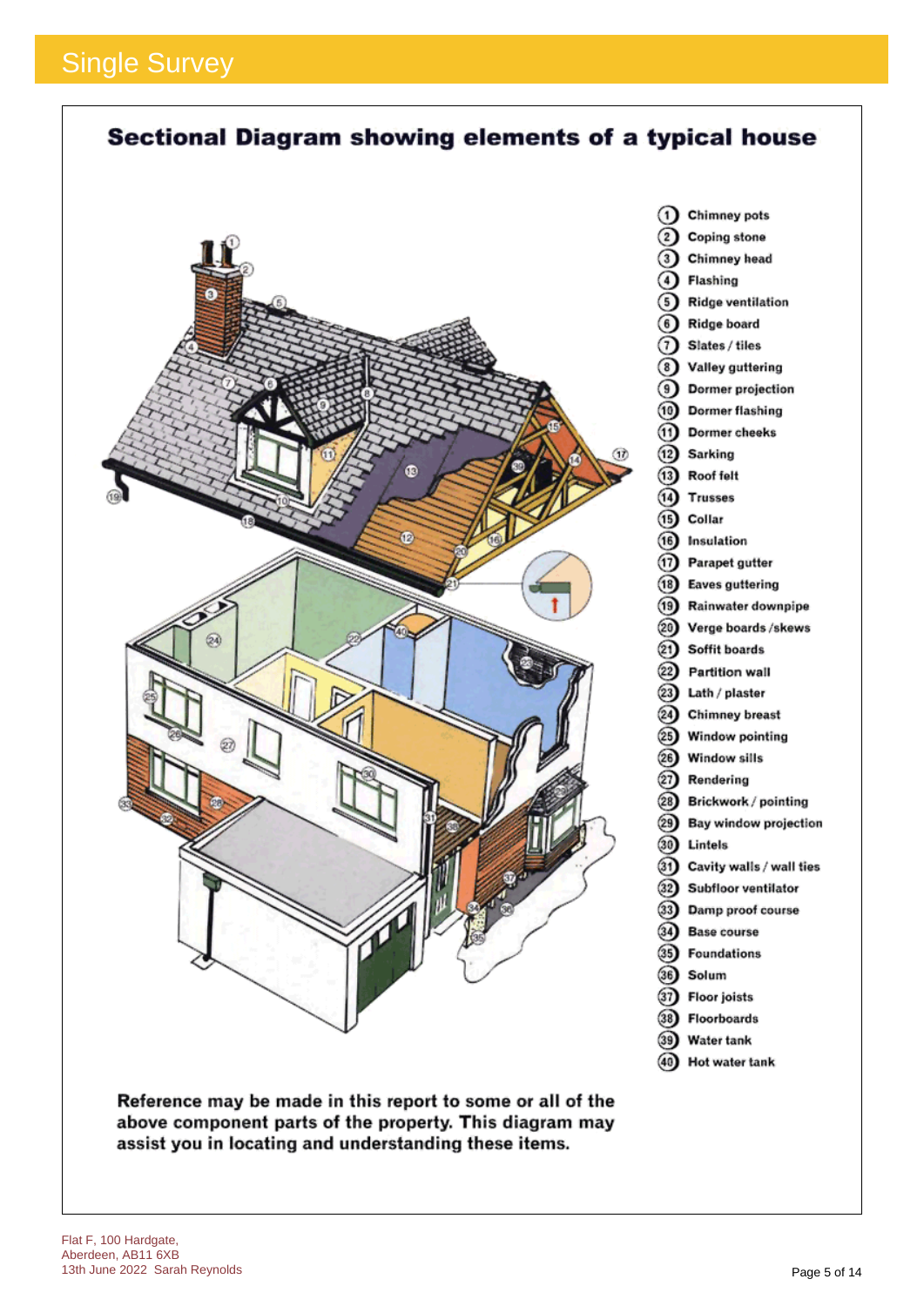# Sectional Diagram showing elements of a typical house

1. Chimney pots
2. Coping stone
3. Chimney head
4. Flashing
5. Ridge ventilation
6. Ridge board
7. Slates / tiles
8. Valley guttering
9. Dormer projection
10. Dormer flashing
11. Dormer cheeks
12. Sarking
13. Roof felt
14. Trusses
15. Collar
16. Insulation
17. Parapet gutter
18. Eaves guttering
19. Rainwater downpipe
20. Verge boards /skews
21. Soffit boards
22. Partition wall
23. Lath / plaster
24. Chimney breast
25. Window pointing
26. Window sills
27. Rendering
28. Brickwork / pointing
29. Bay window projection
30. Lintels
31. Cavity walls / wall ties
32. Subfloor ventilator
33. Damp proof course
34. Base course
35. Foundations
36. Solum
37. Floor joists
38. Floorboards
39. Water tank
40. Hot water tank

**Reference may be made in this report to some or all of the above component parts of the property. This diagram may assist you in locating and understanding these items.**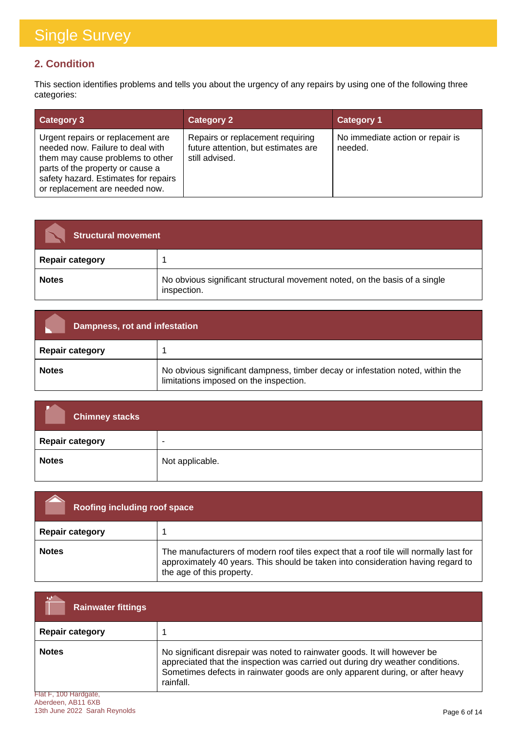# Single Survey

## 2. Condition

This section identifies problems and tells you about the urgency of any repairs by using one of the following three categories:

| Category 3 | Category 2 | Category 1 |
|---|---|---|
| Urgent repairs or replacement are needed now. Failure to deal with them may cause problems to other parts of the property or cause a safety hazard. Estimates for repairs or replacement are needed now. | Repairs or replacement requiring future attention, but estimates are still advised. | No immediate action or repair is needed. |

| Structural movement | |
|---|---|
| **Repair category** | 1 |
| **Notes** | No obvious significant structural movement noted, on the basis of a single inspection. |

| Dampness, rot and infestation | |
|---|---|
| **Repair category** | 1 |
| **Notes** | No obvious significant dampness, timber decay or infestation noted, within the limitations imposed on the inspection. |

| Chimney stacks | |
|---|---|
| **Repair category** | - |
| **Notes** | Not applicable. |

| Roofing including roof space | |
|---|---|
| **Repair category** | 1 |
| **Notes** | The manufacturers of modern roof tiles expect that a roof tile will normally last for approximately 40 years. This should be taken into consideration having regard to the age of this property. |

| Rainwater fittings | |
|---|---|
| **Repair category** | 1 |
| **Notes** | No significant disrepair was noted to rainwater goods. It will however be appreciated that the inspection was carried out during dry weather conditions. Sometimes defects in rainwater goods are only apparent during, or after heavy rainfall. |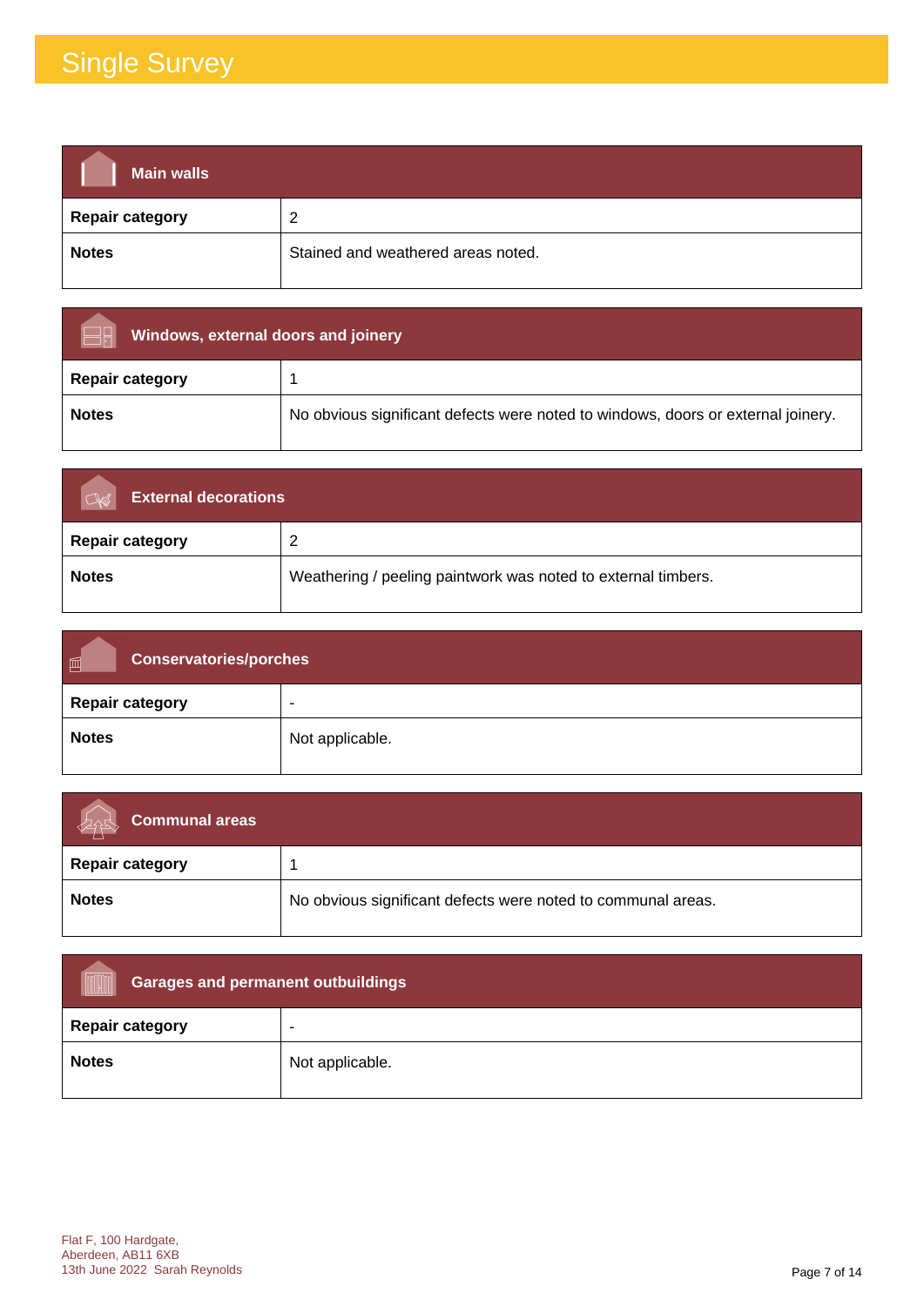# Single Survey

## Main walls

| | |
|---|---|
| **Repair category** | 2 |
| **Notes** | Stained and weathered areas noted. |

## Windows, external doors and joinery

| | |
|---|---|
| **Repair category** | 1 |
| **Notes** | No obvious significant defects were noted to windows, doors or external joinery. |

## External decorations

| | |
|---|---|
| **Repair category** | 2 |
| **Notes** | Weathering / peeling paintwork was noted to external timbers. |

## Conservatories/porches

| | |
|---|---|
| **Repair category** | - |
| **Notes** | Not applicable. |

## Communal areas

| | |
|---|---|
| **Repair category** | 1 |
| **Notes** | No obvious significant defects were noted to communal areas. |

## Garages and permanent outbuildings

| | |
|---|---|
| **Repair category** | - |
| **Notes** | Not applicable. |

Flat F, 100 Hardgate,
Aberdeen, AB11 6XB
13th June 2022 Sarah Reynolds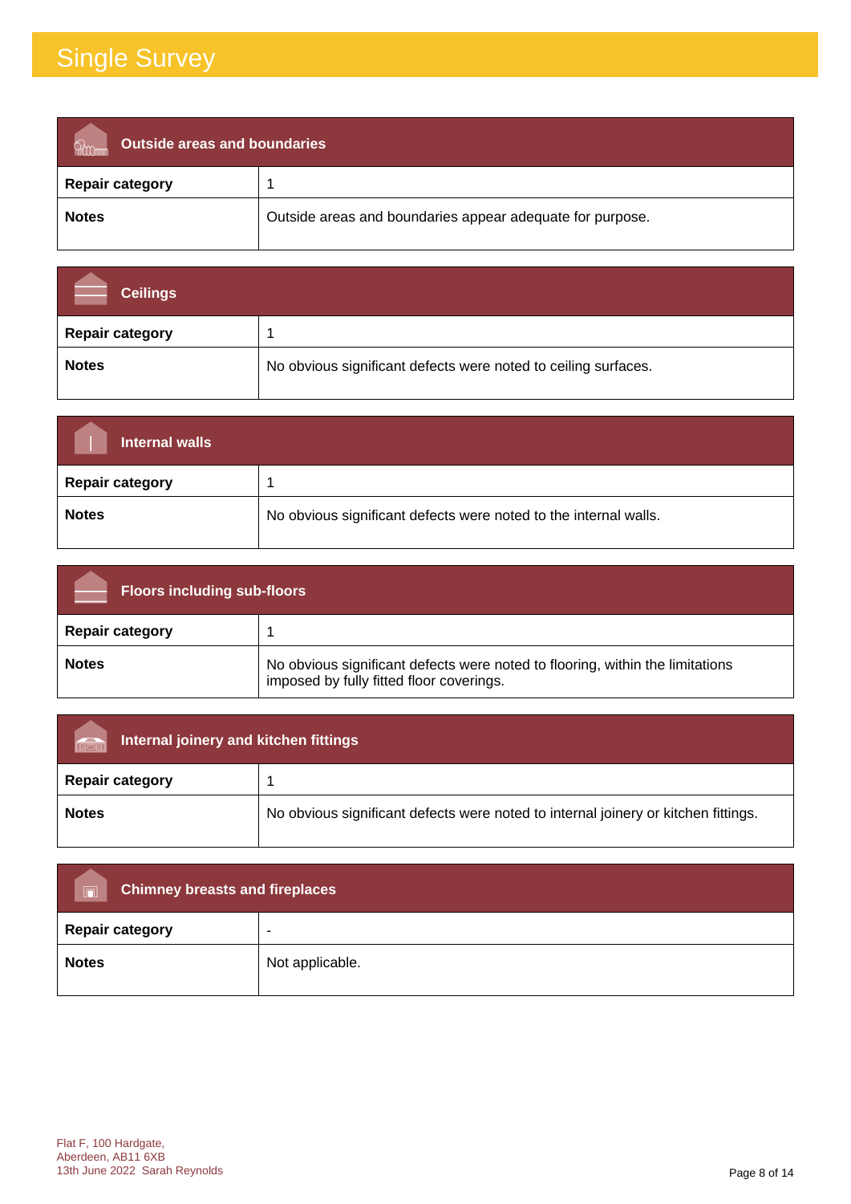# Single Survey

| Outside areas and boundaries | |
|---|---|
| **Repair category** | 1 |
| **Notes** | Outside areas and boundaries appear adequate for purpose. |

| Ceilings | |
|---|---|
| **Repair category** | 1 |
| **Notes** | No obvious significant defects were noted to ceiling surfaces. |

| Internal walls | |
|---|---|
| **Repair category** | 1 |
| **Notes** | No obvious significant defects were noted to the internal walls. |

| Floors including sub-floors | |
|---|---|
| **Repair category** | 1 |
| **Notes** | No obvious significant defects were noted to flooring, within the limitations imposed by fully fitted floor coverings. |

| Internal joinery and kitchen fittings | |
|---|---|
| **Repair category** | 1 |
| **Notes** | No obvious significant defects were noted to internal joinery or kitchen fittings. |

| Chimney breasts and fireplaces | |
|---|---|
| **Repair category** | - |
| **Notes** | Not applicable. |

Flat F, 100 Hardgate,
Aberdeen, AB11 6XB
13th June 2022 Sarah Reynolds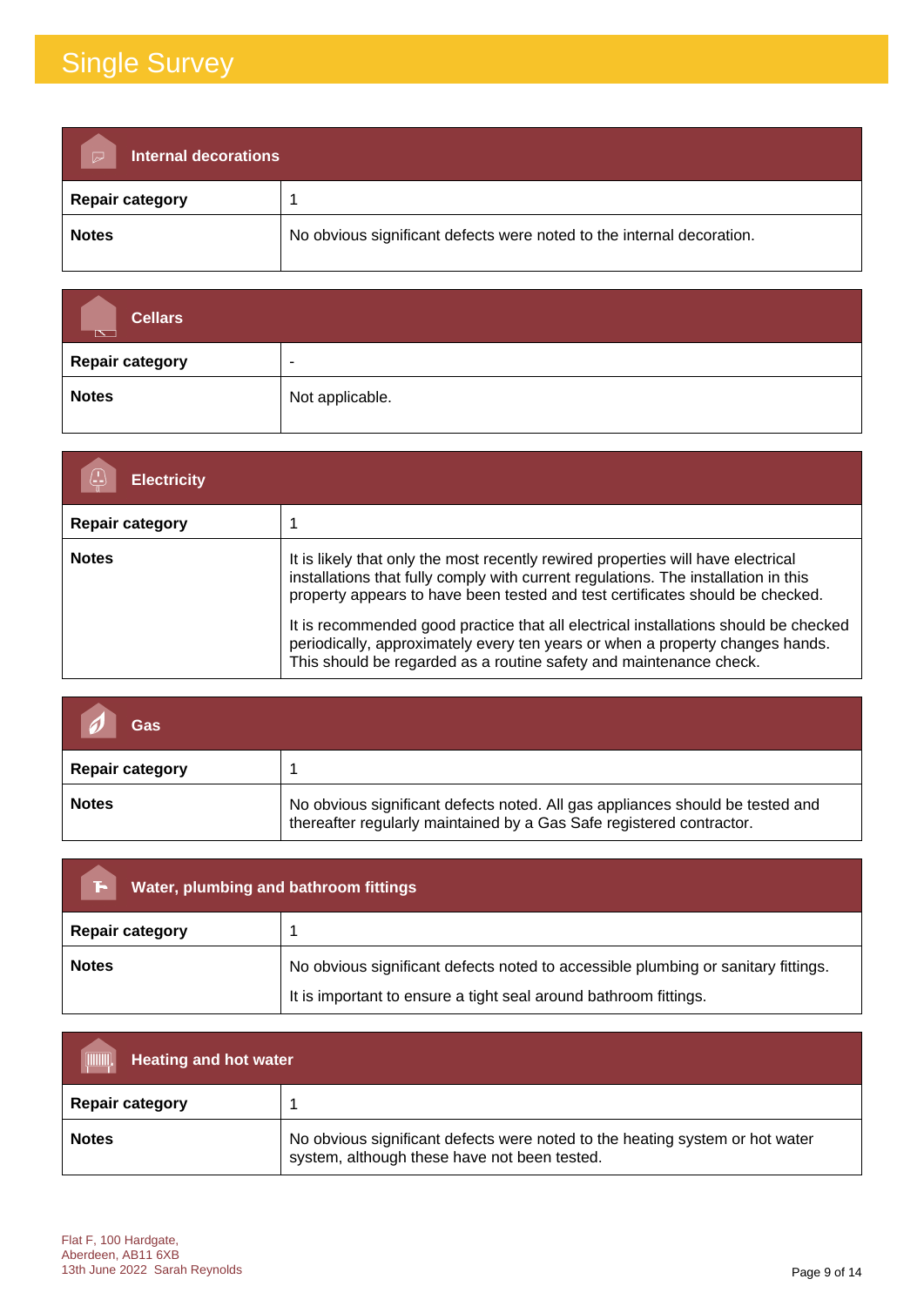# Single Survey

| Internal decorations | |
|---|---|
| **Repair category** | 1 |
| **Notes** | No obvious significant defects were noted to the internal decoration. |

| Cellars | |
|---|---|
| **Repair category** | - |
| **Notes** | Not applicable. |

| Electricity | |
|---|---|
| **Repair category** | 1 |
| **Notes** | It is likely that only the most recently rewired properties will have electrical installations that fully comply with current regulations. The installation in this property appears to have been tested and test certificates should be checked.<br><br>It is recommended good practice that all electrical installations should be checked periodically, approximately every ten years or when a property changes hands. This should be regarded as a routine safety and maintenance check. |

| Gas | |
|---|---|
| **Repair category** | 1 |
| **Notes** | No obvious significant defects noted. All gas appliances should be tested and thereafter regularly maintained by a Gas Safe registered contractor. |

| Water, plumbing and bathroom fittings | |
|---|---|
| **Repair category** | 1 |
| **Notes** | No obvious significant defects noted to accessible plumbing or sanitary fittings.<br><br>It is important to ensure a tight seal around bathroom fittings. |

| Heating and hot water | |
|---|---|
| **Repair category** | 1 |
| **Notes** | No obvious significant defects were noted to the heating system or hot water system, although these have not been tested. |

Flat F, 100 Hardgate,
Aberdeen, AB11 6XB
13th June 2022 Sarah Reynolds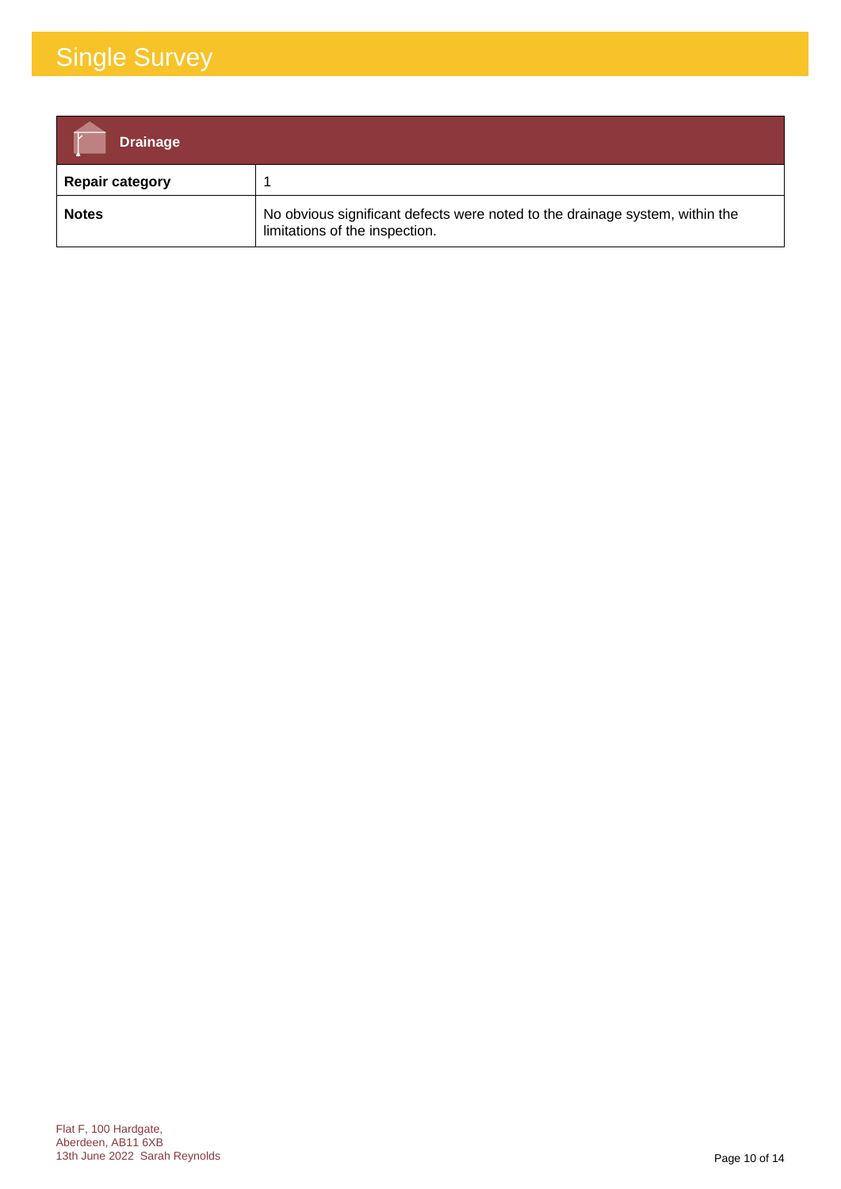| Drainage | |
|---|---|
| **Repair category** | 1 |
| **Notes** | No obvious significant defects were noted to the drainage system, within the limitations of the inspection. |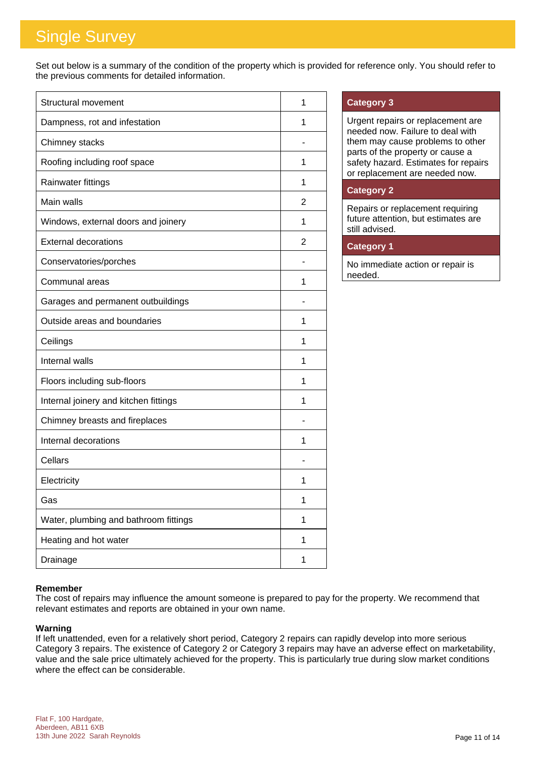# Single Survey

Set out below is a summary of the condition of the property which is provided for reference only. You should refer to the previous comments for detailed information.

| Element | Category |
|---|---|
| Structural movement | 1 |
| Dampness, rot and infestation | 1 |
| Chimney stacks | - |
| Roofing including roof space | 1 |
| Rainwater fittings | 1 |
| Main walls | 2 |
| Windows, external doors and joinery | 1 |
| External decorations | 2 |
| Conservatories/porches | - |
| Communal areas | 1 |
| Garages and permanent outbuildings | - |
| Outside areas and boundaries | 1 |
| Ceilings | 1 |
| Internal walls | 1 |
| Floors including sub-floors | 1 |
| Internal joinery and kitchen fittings | 1 |
| Chimney breasts and fireplaces | - |
| Internal decorations | 1 |
| Cellars | - |
| Electricity | 1 |
| Gas | 1 |
| Water, plumbing and bathroom fittings | 1 |
| Heating and hot water | 1 |
| Drainage | 1 |

| Category 3 |
|---|
| Urgent repairs or replacement are needed now. Failure to deal with them may cause problems to other parts of the property or cause a safety hazard. Estimates for repairs or replacement are needed now. |
| **Category 2** |
| Repairs or replacement requiring future attention, but estimates are still advised. |
| **Category 1** |
| No immediate action or repair is needed. |

**Remember**
The cost of repairs may influence the amount someone is prepared to pay for the property. We recommend that relevant estimates and reports are obtained in your own name.

**Warning**
If left unattended, even for a relatively short period, Category 2 repairs can rapidly develop into more serious Category 3 repairs. The existence of Category 2 or Category 3 repairs may have an adverse effect on marketability, value and the sale price ultimately achieved for the property. This is particularly true during slow market conditions where the effect can be considerable.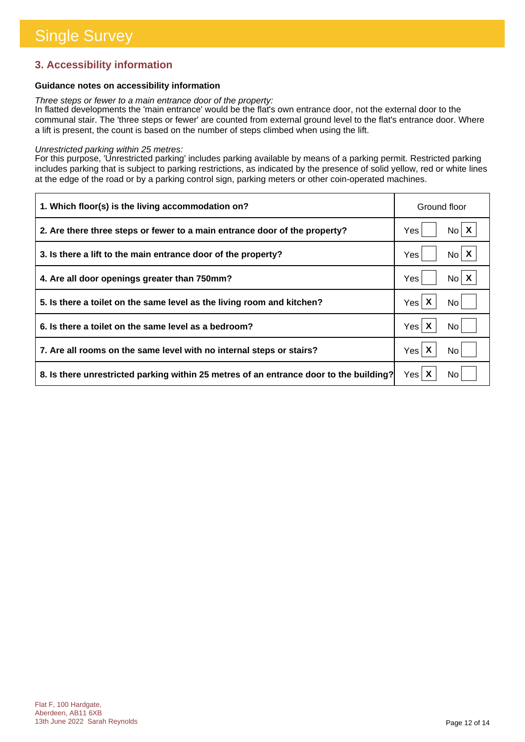# Single Survey

## 3. Accessibility information

**Guidance notes on accessibility information**

*Three steps or fewer to a main entrance door of the property:*
In flatted developments the 'main entrance' would be the flat's own entrance door, not the external door to the communal stair. The 'three steps or fewer' are counted from external ground level to the flat's entrance door. Where a lift is present, the count is based on the number of steps climbed when using the lift.

*Unrestricted parking within 25 metres:*
For this purpose, 'Unrestricted parking' includes parking available by means of a parking permit. Restricted parking includes parking that is subject to parking restrictions, as indicated by the presence of solid yellow, red or white lines at the edge of the road or by a parking control sign, parking meters or other coin-operated machines.

| Question | Answer |
|---|---|
| **1. Which floor(s) is the living accommodation on?** | Ground floor |
| **2. Are there three steps or fewer to a main entrance door of the property?** | Yes [ ] No [X] |
| **3. Is there a lift to the main entrance door of the property?** | Yes [ ] No [X] |
| **4. Are all door openings greater than 750mm?** | Yes [ ] No [X] |
| **5. Is there a toilet on the same level as the living room and kitchen?** | Yes [X] No [ ] |
| **6. Is there a toilet on the same level as a bedroom?** | Yes [X] No [ ] |
| **7. Are all rooms on the same level with no internal steps or stairs?** | Yes [X] No [ ] |
| **8. Is there unrestricted parking within 25 metres of an entrance door to the building?** | Yes [X] No [ ] |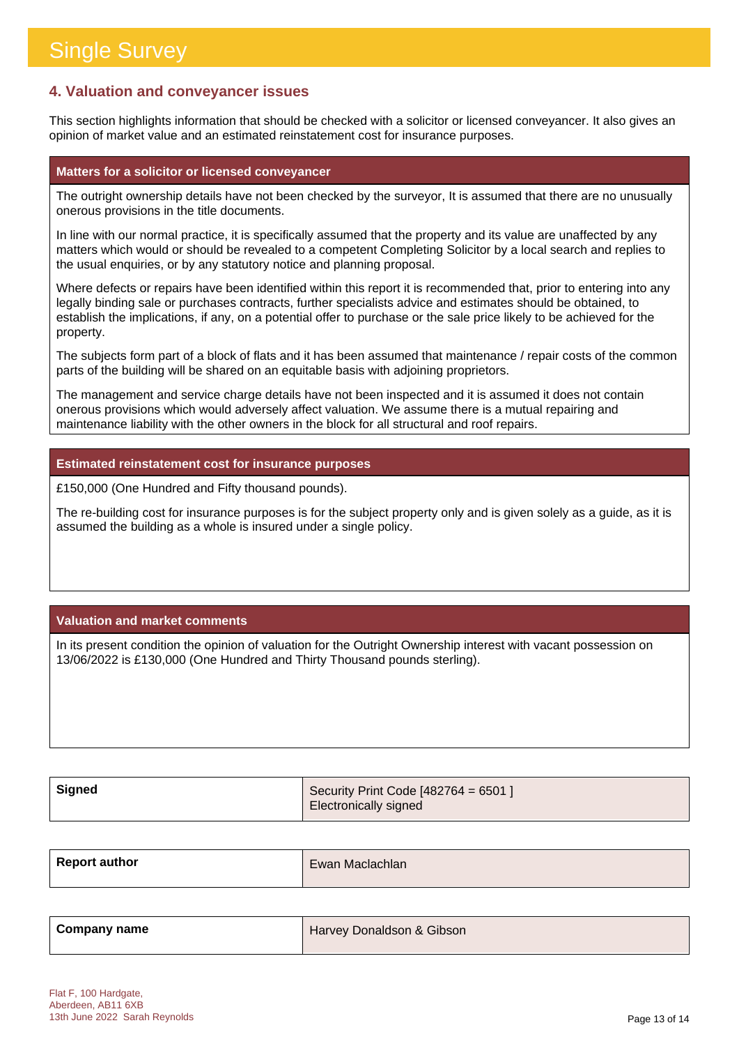# Single Survey

## 4. Valuation and conveyancer issues

This section highlights information that should be checked with a solicitor or licensed conveyancer. It also gives an opinion of market value and an estimated reinstatement cost for insurance purposes.

### Matters for a solicitor or licensed conveyancer

The outright ownership details have not been checked by the surveyor, It is assumed that there are no unusually onerous provisions in the title documents.

In line with our normal practice, it is specifically assumed that the property and its value are unaffected by any matters which would or should be revealed to a competent Completing Solicitor by a local search and replies to the usual enquiries, or by any statutory notice and planning proposal.

Where defects or repairs have been identified within this report it is recommended that, prior to entering into any legally binding sale or purchases contracts, further specialists advice and estimates should be obtained, to establish the implications, if any, on a potential offer to purchase or the sale price likely to be achieved for the property.

The subjects form part of a block of flats and it has been assumed that maintenance / repair costs of the common parts of the building will be shared on an equitable basis with adjoining proprietors.

The management and service charge details have not been inspected and it is assumed it does not contain onerous provisions which would adversely affect valuation. We assume there is a mutual repairing and maintenance liability with the other owners in the block for all structural and roof repairs.

### Estimated reinstatement cost for insurance purposes

£150,000 (One Hundred and Fifty thousand pounds).

The re-building cost for insurance purposes is for the subject property only and is given solely as a guide, as it is assumed the building as a whole is insured under a single policy.

### Valuation and market comments

In its present condition the opinion of valuation for the Outright Ownership interest with vacant possession on 13/06/2022 is £130,000 (One Hundred and Thirty Thousand pounds sterling).

| **Signed** | Security Print Code [482764 = 6501 ]<br>Electronically signed |
|---|---|

| **Report author** | Ewan Maclachlan |
|---|---|

| **Company name** | Harvey Donaldson & Gibson |
|---|---|

Flat F, 100 Hardgate,
Aberdeen, AB11 6XB
13th June 2022 Sarah Reynolds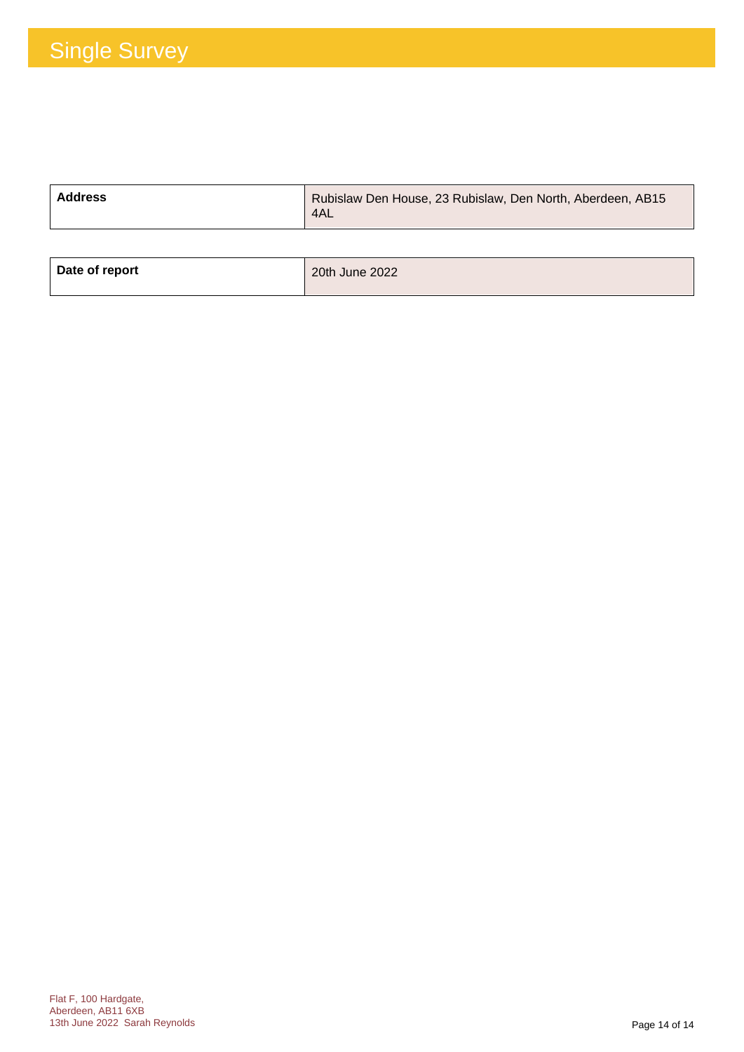# Single Survey

| Address | Rubislaw Den House, 23 Rubislaw, Den North, Aberdeen, AB15 4AL |
|---|---|

| Date of report | 20th June 2022 |
|---|---|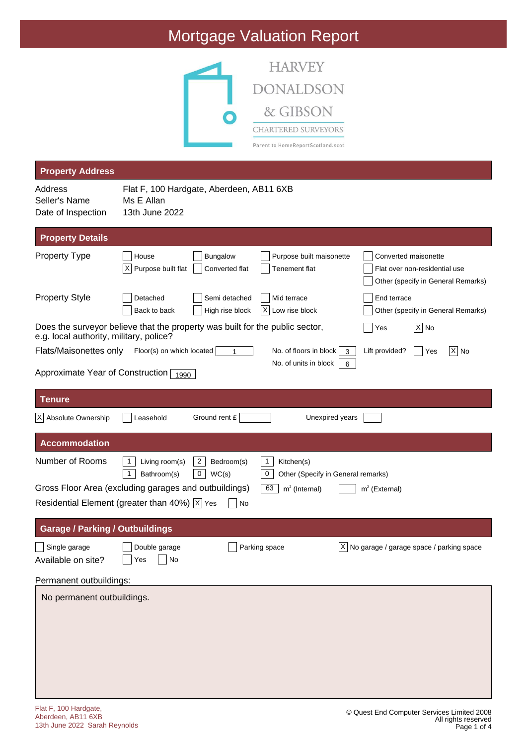# Mortgage Valuation Report

HARVEY DONALDSON & GIBSON
CHARTERED SURVEYORS
Parent to HomeReportScotland.scot

## Property Address

| | |
|---|---|
| Address | Flat F, 100 Hardgate, Aberdeen, AB11 6XB |
| Seller's Name | Ms E Allan |
| Date of Inspection | 13th June 2022 |

## Property Details

**Property Type**

- [ ] House
- [ ] Bungalow
- [ ] Purpose built maisonette
- [ ] Converted maisonette
- [x] Purpose built flat
- [ ] Converted flat
- [ ] Tenement flat
- [ ] Flat over non-residential use
- [ ] Other (specify in General Remarks)

**Property Style**

- [ ] Detached
- [ ] Semi detached
- [ ] Mid terrace
- [ ] End terrace
- [ ] Back to back
- [ ] High rise block
- [x] Low rise block
- [ ] Other (specify in General Remarks)

Does the surveyor believe that the property was built for the public sector, e.g. local authority, military, police? [ ] Yes [x] No

Flats/Maisonettes only: Floor(s) on which located: 1 | No. of floors in block: 3 | Lift provided? [ ] Yes [x] No | No. of units in block: 6

Approximate Year of Construction: 1990

## Tenure

[x] Absolute Ownership [ ] Leasehold Ground rent £ ____ Unexpired years ____

## Accommodation

Number of Rooms: 1 Living room(s), 2 Bedroom(s), 1 Kitchen(s), 1 Bathroom(s), 0 WC(s), 0 Other (Specify in General remarks)

Gross Floor Area (excluding garages and outbuildings): 63 $m^2$ (Internal) ____ $m^2$ (External)

Residential Element (greater than 40%) [x] Yes [ ] No

## Garage / Parking / Outbuildings

- [ ] Single garage
- [ ] Double garage
- [ ] Parking space
- [x] No garage / garage space / parking space

Available on site? [ ] Yes [ ] No

Permanent outbuildings:

No permanent outbuildings.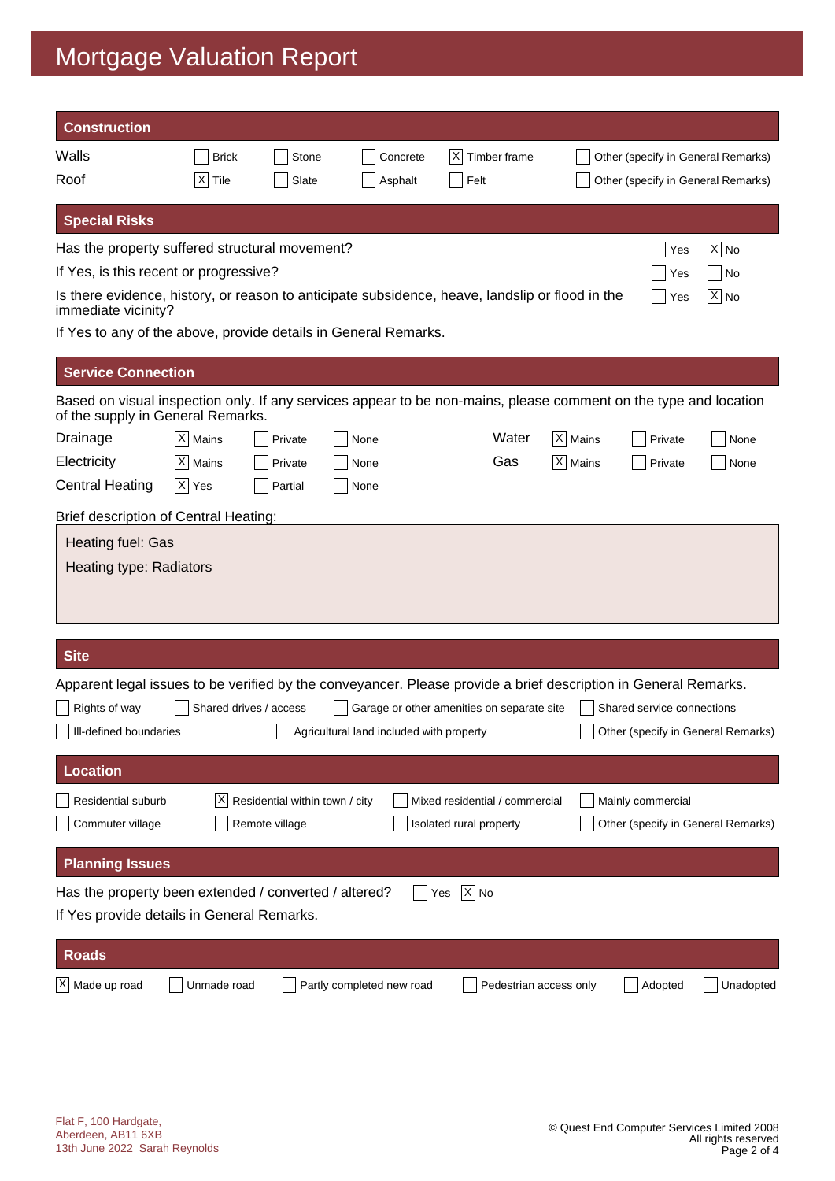# Mortgage Valuation Report

## Construction

| | | | | | |
|---|---|---|---|---|---|
| Walls | [ ] Brick | [ ] Stone | [ ] Concrete | [X] Timber frame | [ ] Other (specify in General Remarks) |
| Roof | [X] Tile | [ ] Slate | [ ] Asphalt | [ ] Felt | [ ] Other (specify in General Remarks) |

## Special Risks

| | | |
|---|---|---|
| Has the property suffered structural movement? | [ ] Yes | [X] No |
| If Yes, is this recent or progressive? | [ ] Yes | [ ] No |
| Is there evidence, history, or reason to anticipate subsidence, heave, landslip or flood in the immediate vicinity? | [ ] Yes | [X] No |

If Yes to any of the above, provide details in General Remarks.

## Service Connection

Based on visual inspection only. If any services appear to be non-mains, please comment on the type and location of the supply in General Remarks.

| | | | | | | | |
|---|---|---|---|---|---|---|---|
| Drainage | [X] Mains | [ ] Private | [ ] None | Water | [X] Mains | [ ] Private | [ ] None |
| Electricity | [X] Mains | [ ] Private | [ ] None | Gas | [X] Mains | [ ] Private | [ ] None |
| Central Heating | [X] Yes | [ ] Partial | [ ] None | | | | |

Brief description of Central Heating:

Heating fuel: Gas

Heating type: Radiators

## Site

Apparent legal issues to be verified by the conveyancer. Please provide a brief description in General Remarks.

| | | | |
|---|---|---|---|
| [ ] Rights of way | [ ] Shared drives / access | [ ] Garage or other amenities on separate site | [ ] Shared service connections |
| [ ] Ill-defined boundaries | [ ] Agricultural land included with property | | [ ] Other (specify in General Remarks) |

## Location

| | | | |
|---|---|---|---|
| [ ] Residential suburb | [X] Residential within town / city | [ ] Mixed residential / commercial | [ ] Mainly commercial |
| [ ] Commuter village | [ ] Remote village | [ ] Isolated rural property | [ ] Other (specify in General Remarks) |

## Planning Issues

Has the property been extended / converted / altered? [ ] Yes [X] No

If Yes provide details in General Remarks.

## Roads

[X] Made up road [ ] Unmade road [ ] Partly completed new road [ ] Pedestrian access only [ ] Adopted [ ] Unadopted

Flat F, 100 Hardgate,
Aberdeen, AB11 6XB
13th June 2022 Sarah Reynolds

© Quest End Computer Services Limited 2008
All rights reserved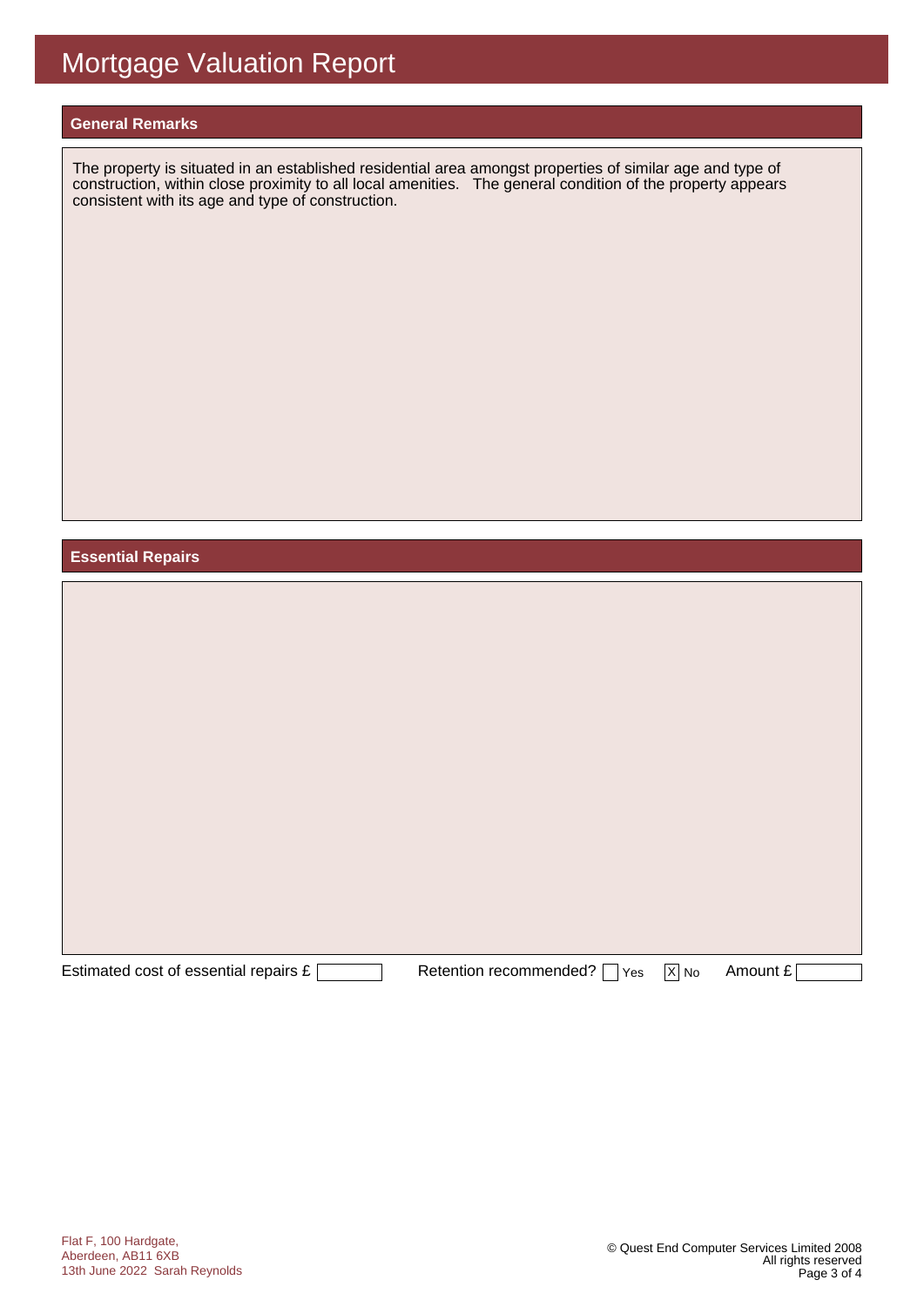# Mortgage Valuation Report

## General Remarks

The property is situated in an established residential area amongst properties of similar age and type of construction, within close proximity to all local amenities. The general condition of the property appears consistent with its age and type of construction.

## Essential Repairs

Estimated cost of essential repairs £ [ ]

Retention recommended? [ ] Yes [X] No

Amount £ [ ]

Flat F, 100 Hardgate,
Aberdeen, AB11 6XB
13th June 2022 Sarah Reynolds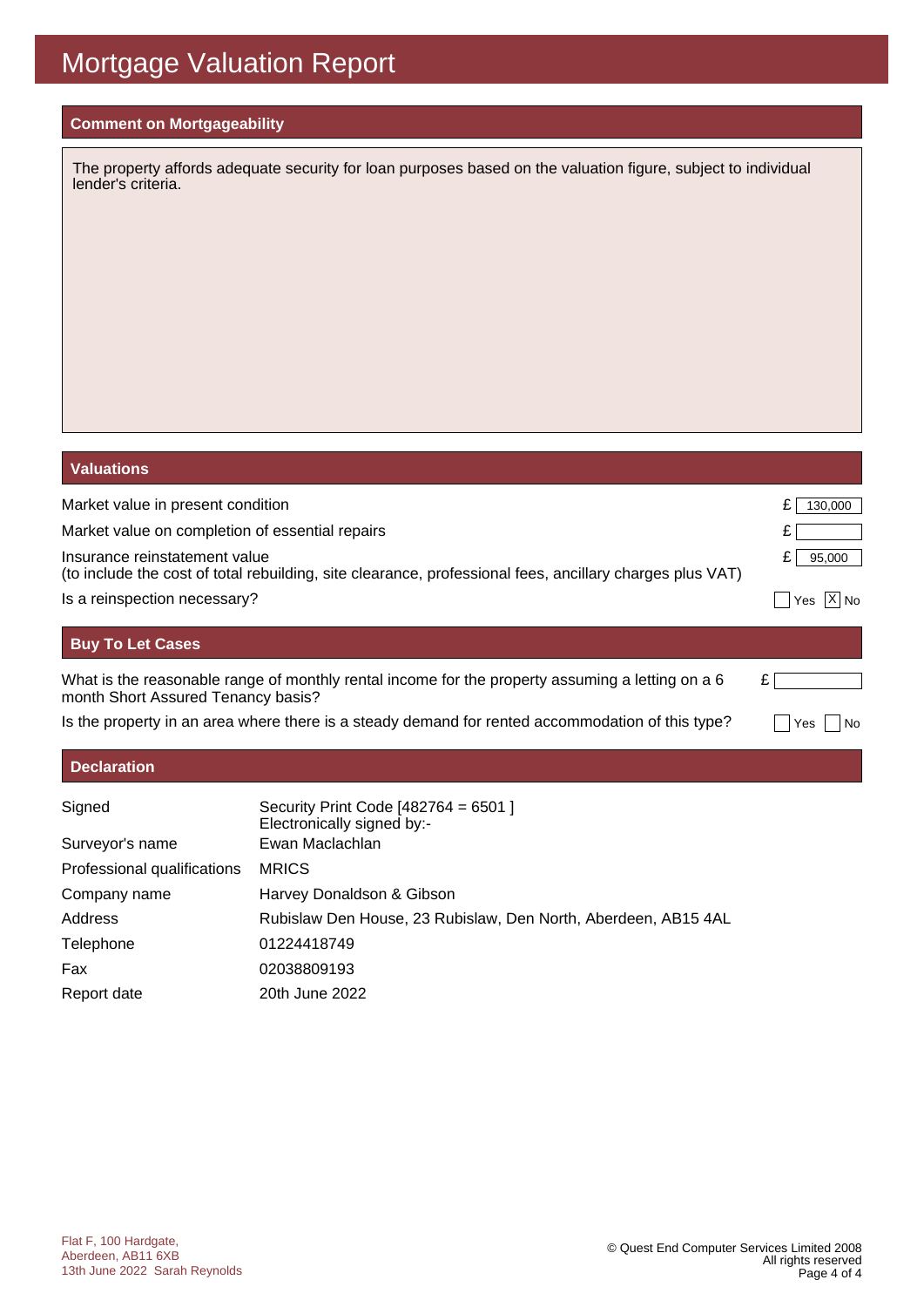# Mortgage Valuation Report

## Comment on Mortgageability

The property affords adequate security for loan purposes based on the valuation figure, subject to individual lender's criteria.

## Valuations

| | |
|---|---|
| Market value in present condition | £ 130,000 |
| Market value on completion of essential repairs | £ |
| Insurance reinstatement value<br>(to include the cost of total rebuilding, site clearance, professional fees, ancillary charges plus VAT) | £ 95,000 |
| Is a reinspection necessary? | [ ] Yes [X] No |

## Buy To Let Cases

| | |
|---|---|
| What is the reasonable range of monthly rental income for the property assuming a letting on a 6 month Short Assured Tenancy basis? | £ |
| Is the property in an area where there is a steady demand for rented accommodation of this type? | [ ] Yes [ ] No |

## Declaration

| | |
|---|---|
| Signed | Security Print Code [482764 = 6501 ]<br>Electronically signed by:- |
| Surveyor's name | Ewan Maclachlan |
| Professional qualifications | MRICS |
| Company name | Harvey Donaldson & Gibson |
| Address | Rubislaw Den House, 23 Rubislaw, Den North, Aberdeen, AB15 4AL |
| Telephone | 01224418749 |
| Fax | 02038809193 |
| Report date | 20th June 2022 |